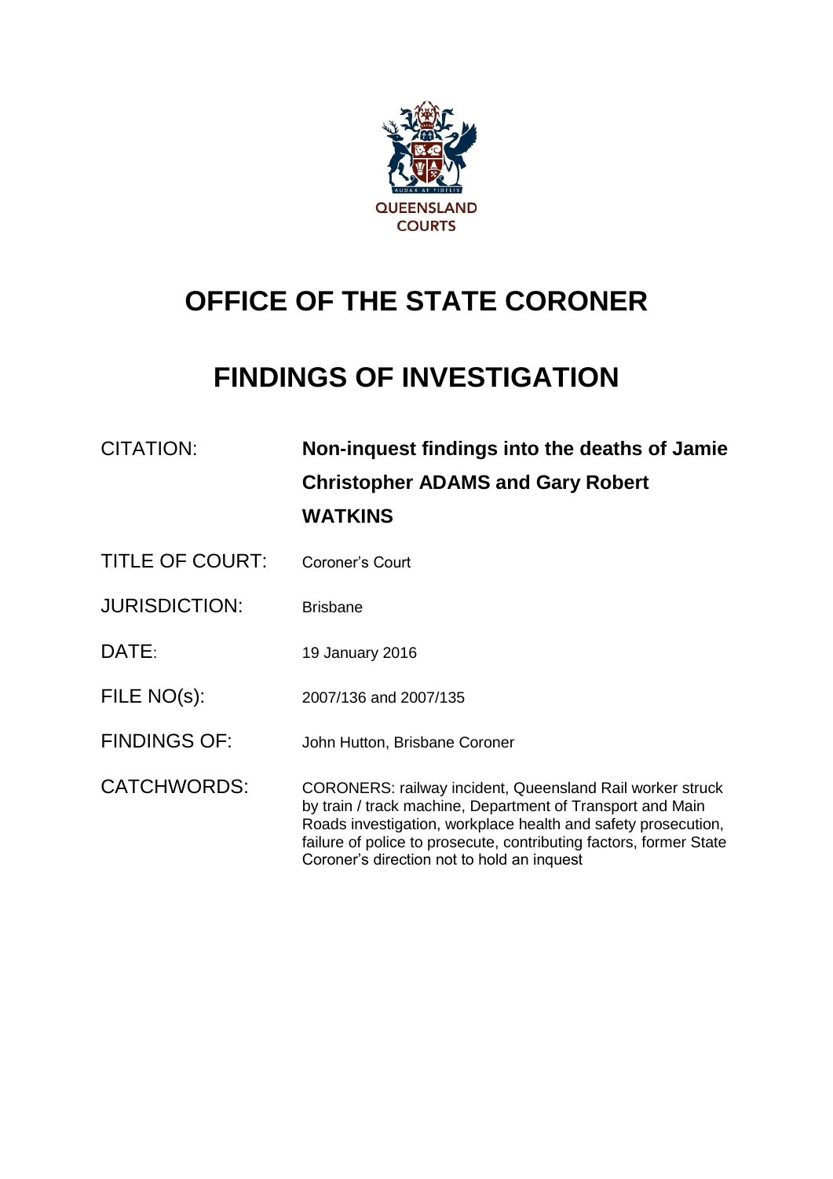QUEENSLAND COURTS

# OFFICE OF THE STATE CORONER

# FINDINGS OF INVESTIGATION

| | |
|---|---|
| CITATION: | **Non-inquest findings into the deaths of Jamie Christopher ADAMS and Gary Robert WATKINS** |
| TITLE OF COURT: | Coroner's Court |
| JURISDICTION: | Brisbane |
| DATE: | 19 January 2016 |
| FILE NO(s): | 2007/136 and 2007/135 |
| FINDINGS OF: | John Hutton, Brisbane Coroner |
| CATCHWORDS: | CORONERS: railway incident, Queensland Rail worker struck by train / track machine, Department of Transport and Main Roads investigation, workplace health and safety prosecution, failure of police to prosecute, contributing factors, former State Coroner's direction not to hold an inquest |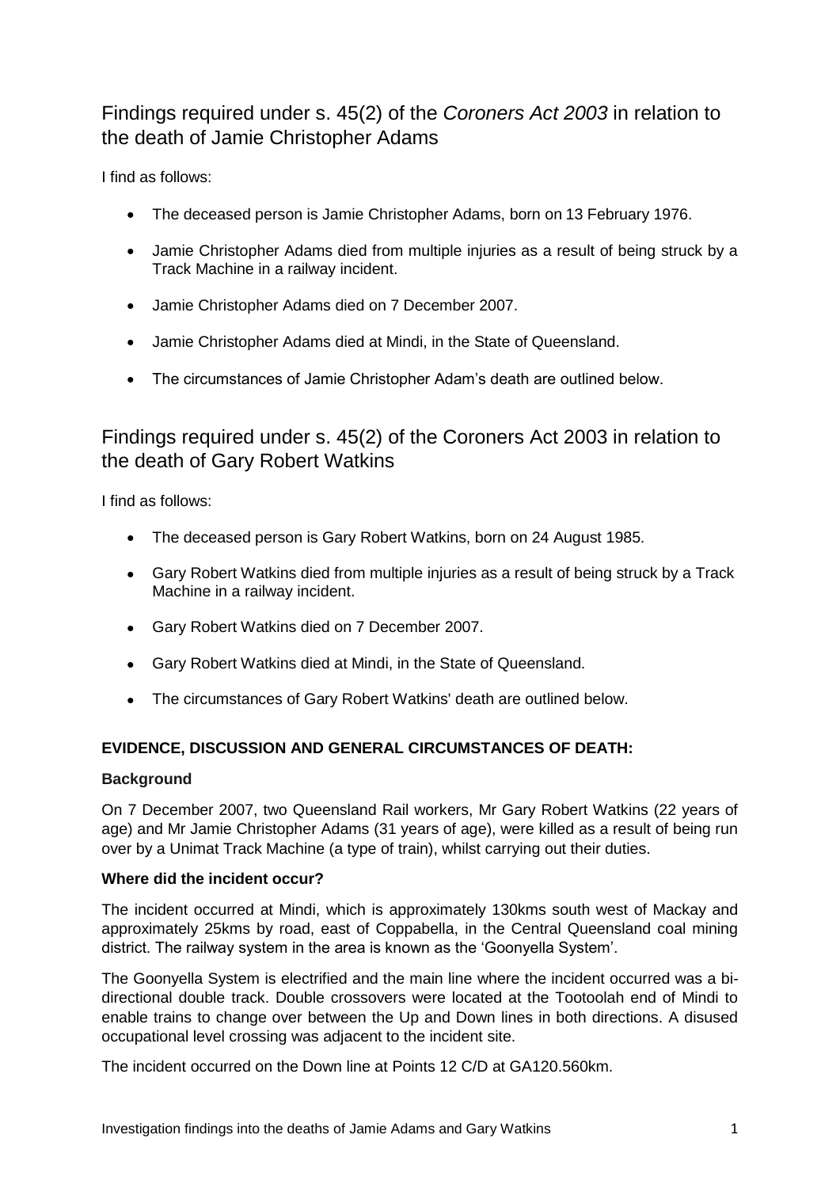## Findings required under s. 45(2) of the *Coroners Act 2003* in relation to the death of Jamie Christopher Adams

I find as follows:

- The deceased person is Jamie Christopher Adams, born on 13 February 1976.
- Jamie Christopher Adams died from multiple injuries as a result of being struck by a Track Machine in a railway incident.
- Jamie Christopher Adams died on 7 December 2007.
- Jamie Christopher Adams died at Mindi, in the State of Queensland.
- The circumstances of Jamie Christopher Adam's death are outlined below.

## Findings required under s. 45(2) of the Coroners Act 2003 in relation to the death of Gary Robert Watkins

I find as follows:

- The deceased person is Gary Robert Watkins, born on 24 August 1985.
- Gary Robert Watkins died from multiple injuries as a result of being struck by a Track Machine in a railway incident.
- Gary Robert Watkins died on 7 December 2007.
- Gary Robert Watkins died at Mindi, in the State of Queensland.
- The circumstances of Gary Robert Watkins' death are outlined below.

**EVIDENCE, DISCUSSION AND GENERAL CIRCUMSTANCES OF DEATH:**

**Background**

On 7 December 2007, two Queensland Rail workers, Mr Gary Robert Watkins (22 years of age) and Mr Jamie Christopher Adams (31 years of age), were killed as a result of being run over by a Unimat Track Machine (a type of train), whilst carrying out their duties.

**Where did the incident occur?**

The incident occurred at Mindi, which is approximately 130kms south west of Mackay and approximately 25kms by road, east of Coppabella, in the Central Queensland coal mining district. The railway system in the area is known as the 'Goonyella System'.

The Goonyella System is electrified and the main line where the incident occurred was a bi-directional double track. Double crossovers were located at the Tootoolah end of Mindi to enable trains to change over between the Up and Down lines in both directions. A disused occupational level crossing was adjacent to the incident site.

The incident occurred on the Down line at Points 12 C/D at GA120.560km.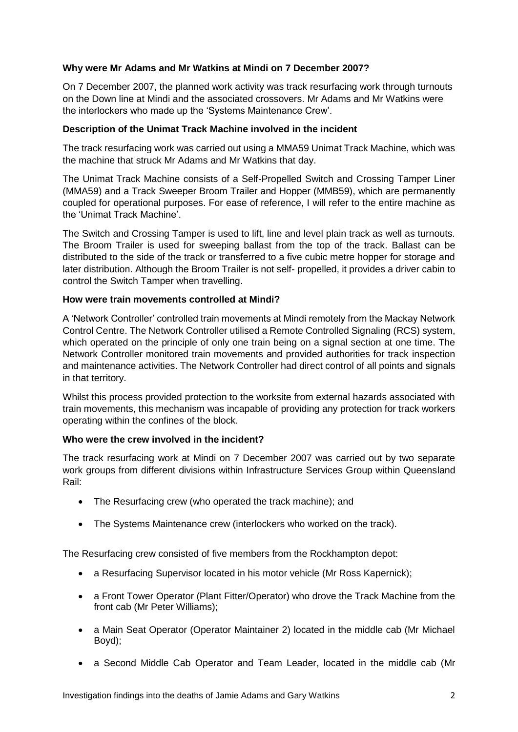**Why were Mr Adams and Mr Watkins at Mindi on 7 December 2007?**

On 7 December 2007, the planned work activity was track resurfacing work through turnouts on the Down line at Mindi and the associated crossovers. Mr Adams and Mr Watkins were the interlockers who made up the 'Systems Maintenance Crew'.

**Description of the Unimat Track Machine involved in the incident**

The track resurfacing work was carried out using a MMA59 Unimat Track Machine, which was the machine that struck Mr Adams and Mr Watkins that day.

The Unimat Track Machine consists of a Self-Propelled Switch and Crossing Tamper Liner (MMA59) and a Track Sweeper Broom Trailer and Hopper (MMB59), which are permanently coupled for operational purposes. For ease of reference, I will refer to the entire machine as the 'Unimat Track Machine'.

The Switch and Crossing Tamper is used to lift, line and level plain track as well as turnouts. The Broom Trailer is used for sweeping ballast from the top of the track. Ballast can be distributed to the side of the track or transferred to a five cubic metre hopper for storage and later distribution. Although the Broom Trailer is not self- propelled, it provides a driver cabin to control the Switch Tamper when travelling.

**How were train movements controlled at Mindi?**

A 'Network Controller' controlled train movements at Mindi remotely from the Mackay Network Control Centre. The Network Controller utilised a Remote Controlled Signaling (RCS) system, which operated on the principle of only one train being on a signal section at one time. The Network Controller monitored train movements and provided authorities for track inspection and maintenance activities. The Network Controller had direct control of all points and signals in that territory.

Whilst this process provided protection to the worksite from external hazards associated with train movements, this mechanism was incapable of providing any protection for track workers operating within the confines of the block.

**Who were the crew involved in the incident?**

The track resurfacing work at Mindi on 7 December 2007 was carried out by two separate work groups from different divisions within Infrastructure Services Group within Queensland Rail:

- The Resurfacing crew (who operated the track machine); and
- The Systems Maintenance crew (interlockers who worked on the track).

The Resurfacing crew consisted of five members from the Rockhampton depot:

- a Resurfacing Supervisor located in his motor vehicle (Mr Ross Kapernick);
- a Front Tower Operator (Plant Fitter/Operator) who drove the Track Machine from the front cab (Mr Peter Williams);
- a Main Seat Operator (Operator Maintainer 2) located in the middle cab (Mr Michael Boyd);
- a Second Middle Cab Operator and Team Leader, located in the middle cab (Mr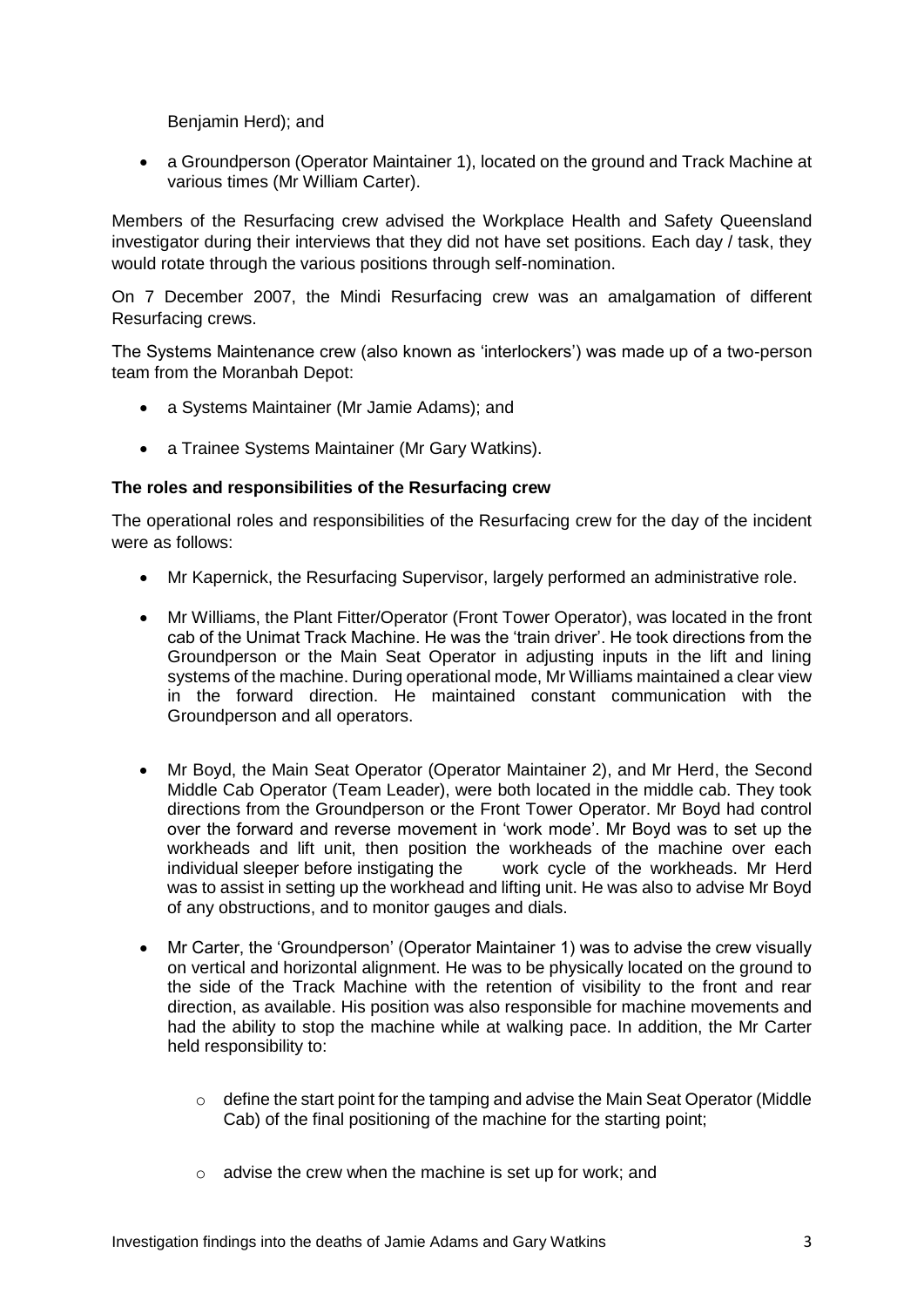Benjamin Herd); and

- a Groundperson (Operator Maintainer 1), located on the ground and Track Machine at various times (Mr William Carter).

Members of the Resurfacing crew advised the Workplace Health and Safety Queensland investigator during their interviews that they did not have set positions. Each day / task, they would rotate through the various positions through self-nomination.

On 7 December 2007, the Mindi Resurfacing crew was an amalgamation of different Resurfacing crews.

The Systems Maintenance crew (also known as 'interlockers') was made up of a two-person team from the Moranbah Depot:

- a Systems Maintainer (Mr Jamie Adams); and
- a Trainee Systems Maintainer (Mr Gary Watkins).

**The roles and responsibilities of the Resurfacing crew**

The operational roles and responsibilities of the Resurfacing crew for the day of the incident were as follows:

- Mr Kapernick, the Resurfacing Supervisor, largely performed an administrative role.
- Mr Williams, the Plant Fitter/Operator (Front Tower Operator), was located in the front cab of the Unimat Track Machine. He was the 'train driver'. He took directions from the Groundperson or the Main Seat Operator in adjusting inputs in the lift and lining systems of the machine. During operational mode, Mr Williams maintained a clear view in the forward direction. He maintained constant communication with the Groundperson and all operators.
- Mr Boyd, the Main Seat Operator (Operator Maintainer 2), and Mr Herd, the Second Middle Cab Operator (Team Leader), were both located in the middle cab. They took directions from the Groundperson or the Front Tower Operator. Mr Boyd had control over the forward and reverse movement in 'work mode'. Mr Boyd was to set up the workheads and lift unit, then position the workheads of the machine over each individual sleeper before instigating the work cycle of the workheads. Mr Herd was to assist in setting up the workhead and lifting unit. He was also to advise Mr Boyd of any obstructions, and to monitor gauges and dials.
- Mr Carter, the 'Groundperson' (Operator Maintainer 1) was to advise the crew visually on vertical and horizontal alignment. He was to be physically located on the ground to the side of the Track Machine with the retention of visibility to the front and rear direction, as available. His position was also responsible for machine movements and had the ability to stop the machine while at walking pace. In addition, the Mr Carter held responsibility to:
  - define the start point for the tamping and advise the Main Seat Operator (Middle Cab) of the final positioning of the machine for the starting point;
  - advise the crew when the machine is set up for work; and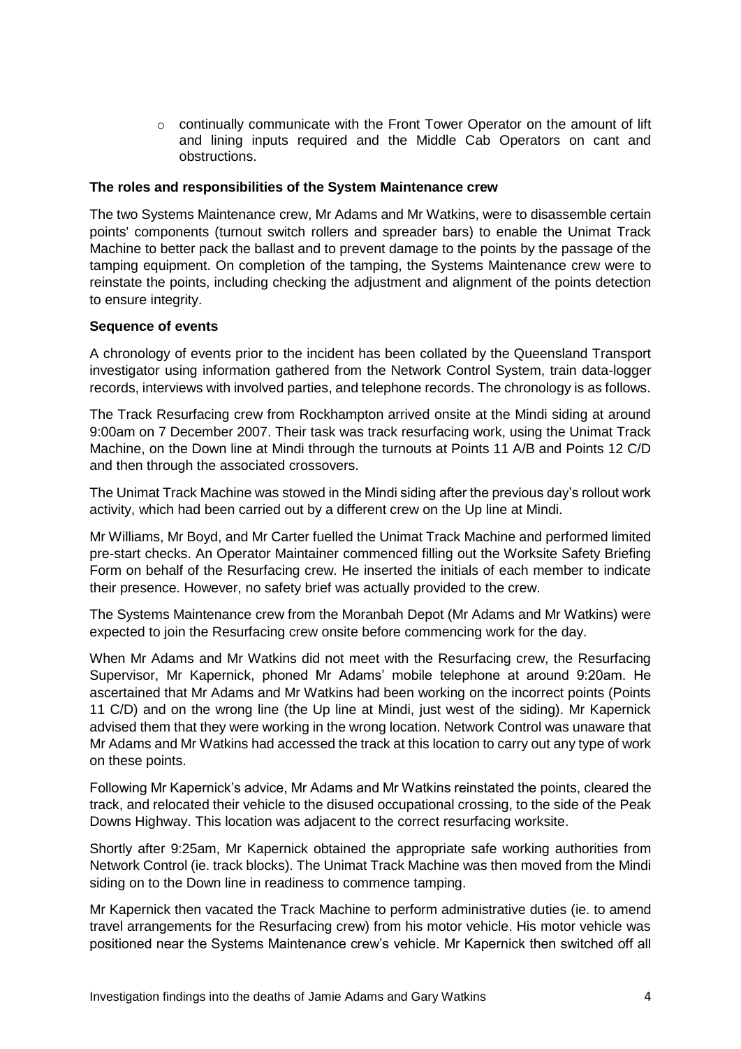- continually communicate with the Front Tower Operator on the amount of lift and lining inputs required and the Middle Cab Operators on cant and obstructions.

**The roles and responsibilities of the System Maintenance crew**

The two Systems Maintenance crew, Mr Adams and Mr Watkins, were to disassemble certain points' components (turnout switch rollers and spreader bars) to enable the Unimat Track Machine to better pack the ballast and to prevent damage to the points by the passage of the tamping equipment. On completion of the tamping, the Systems Maintenance crew were to reinstate the points, including checking the adjustment and alignment of the points detection to ensure integrity.

**Sequence of events**

A chronology of events prior to the incident has been collated by the Queensland Transport investigator using information gathered from the Network Control System, train data-logger records, interviews with involved parties, and telephone records. The chronology is as follows.

The Track Resurfacing crew from Rockhampton arrived onsite at the Mindi siding at around 9:00am on 7 December 2007. Their task was track resurfacing work, using the Unimat Track Machine, on the Down line at Mindi through the turnouts at Points 11 A/B and Points 12 C/D and then through the associated crossovers.

The Unimat Track Machine was stowed in the Mindi siding after the previous day's rollout work activity, which had been carried out by a different crew on the Up line at Mindi.

Mr Williams, Mr Boyd, and Mr Carter fuelled the Unimat Track Machine and performed limited pre-start checks. An Operator Maintainer commenced filling out the Worksite Safety Briefing Form on behalf of the Resurfacing crew. He inserted the initials of each member to indicate their presence. However, no safety brief was actually provided to the crew.

The Systems Maintenance crew from the Moranbah Depot (Mr Adams and Mr Watkins) were expected to join the Resurfacing crew onsite before commencing work for the day.

When Mr Adams and Mr Watkins did not meet with the Resurfacing crew, the Resurfacing Supervisor, Mr Kapernick, phoned Mr Adams' mobile telephone at around 9:20am. He ascertained that Mr Adams and Mr Watkins had been working on the incorrect points (Points 11 C/D) and on the wrong line (the Up line at Mindi, just west of the siding). Mr Kapernick advised them that they were working in the wrong location. Network Control was unaware that Mr Adams and Mr Watkins had accessed the track at this location to carry out any type of work on these points.

Following Mr Kapernick's advice, Mr Adams and Mr Watkins reinstated the points, cleared the track, and relocated their vehicle to the disused occupational crossing, to the side of the Peak Downs Highway. This location was adjacent to the correct resurfacing worksite.

Shortly after 9:25am, Mr Kapernick obtained the appropriate safe working authorities from Network Control (ie. track blocks). The Unimat Track Machine was then moved from the Mindi siding on to the Down line in readiness to commence tamping.

Mr Kapernick then vacated the Track Machine to perform administrative duties (ie. to amend travel arrangements for the Resurfacing crew) from his motor vehicle. His motor vehicle was positioned near the Systems Maintenance crew's vehicle. Mr Kapernick then switched off all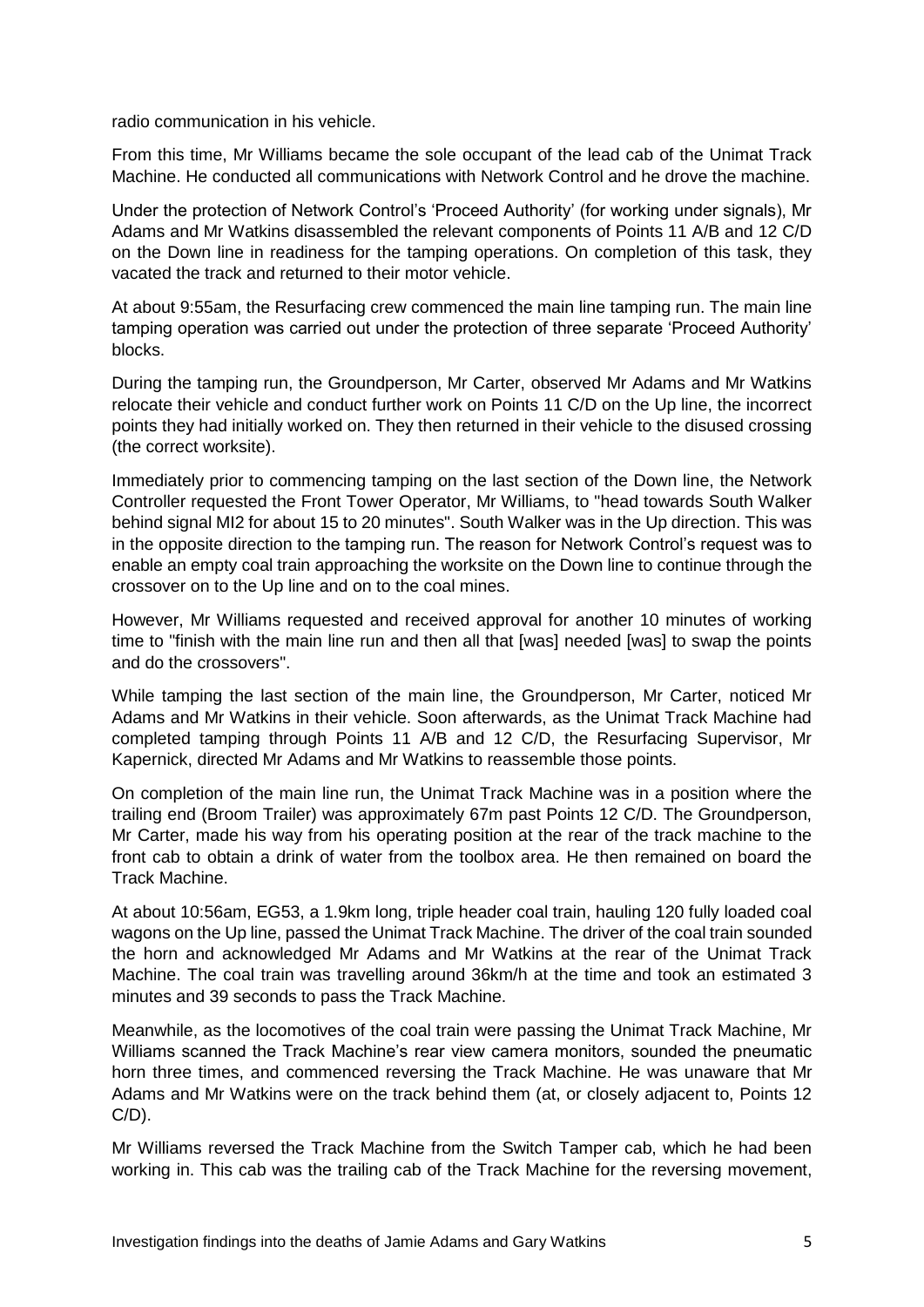radio communication in his vehicle.

From this time, Mr Williams became the sole occupant of the lead cab of the Unimat Track Machine. He conducted all communications with Network Control and he drove the machine.

Under the protection of Network Control's 'Proceed Authority' (for working under signals), Mr Adams and Mr Watkins disassembled the relevant components of Points 11 A/B and 12 C/D on the Down line in readiness for the tamping operations. On completion of this task, they vacated the track and returned to their motor vehicle.

At about 9:55am, the Resurfacing crew commenced the main line tamping run. The main line tamping operation was carried out under the protection of three separate 'Proceed Authority' blocks.

During the tamping run, the Groundperson, Mr Carter, observed Mr Adams and Mr Watkins relocate their vehicle and conduct further work on Points 11 C/D on the Up line, the incorrect points they had initially worked on. They then returned in their vehicle to the disused crossing (the correct worksite).

Immediately prior to commencing tamping on the last section of the Down line, the Network Controller requested the Front Tower Operator, Mr Williams, to "head towards South Walker behind signal MI2 for about 15 to 20 minutes". South Walker was in the Up direction. This was in the opposite direction to the tamping run. The reason for Network Control's request was to enable an empty coal train approaching the worksite on the Down line to continue through the crossover on to the Up line and on to the coal mines.

However, Mr Williams requested and received approval for another 10 minutes of working time to "finish with the main line run and then all that [was] needed [was] to swap the points and do the crossovers".

While tamping the last section of the main line, the Groundperson, Mr Carter, noticed Mr Adams and Mr Watkins in their vehicle. Soon afterwards, as the Unimat Track Machine had completed tamping through Points 11 A/B and 12 C/D, the Resurfacing Supervisor, Mr Kapernick, directed Mr Adams and Mr Watkins to reassemble those points.

On completion of the main line run, the Unimat Track Machine was in a position where the trailing end (Broom Trailer) was approximately 67m past Points 12 C/D. The Groundperson, Mr Carter, made his way from his operating position at the rear of the track machine to the front cab to obtain a drink of water from the toolbox area. He then remained on board the Track Machine.

At about 10:56am, EG53, a 1.9km long, triple header coal train, hauling 120 fully loaded coal wagons on the Up line, passed the Unimat Track Machine. The driver of the coal train sounded the horn and acknowledged Mr Adams and Mr Watkins at the rear of the Unimat Track Machine. The coal train was travelling around 36km/h at the time and took an estimated 3 minutes and 39 seconds to pass the Track Machine.

Meanwhile, as the locomotives of the coal train were passing the Unimat Track Machine, Mr Williams scanned the Track Machine's rear view camera monitors, sounded the pneumatic horn three times, and commenced reversing the Track Machine. He was unaware that Mr Adams and Mr Watkins were on the track behind them (at, or closely adjacent to, Points 12 C/D).

Mr Williams reversed the Track Machine from the Switch Tamper cab, which he had been working in. This cab was the trailing cab of the Track Machine for the reversing movement,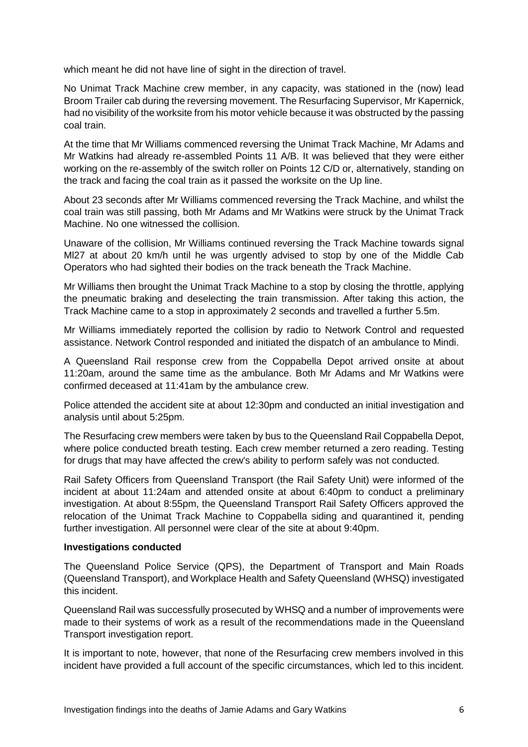which meant he did not have line of sight in the direction of travel.

No Unimat Track Machine crew member, in any capacity, was stationed in the (now) lead Broom Trailer cab during the reversing movement. The Resurfacing Supervisor, Mr Kapernick, had no visibility of the worksite from his motor vehicle because it was obstructed by the passing coal train.

At the time that Mr Williams commenced reversing the Unimat Track Machine, Mr Adams and Mr Watkins had already re-assembled Points 11 A/B. It was believed that they were either working on the re-assembly of the switch roller on Points 12 C/D or, alternatively, standing on the track and facing the coal train as it passed the worksite on the Up line.

About 23 seconds after Mr Williams commenced reversing the Track Machine, and whilst the coal train was still passing, both Mr Adams and Mr Watkins were struck by the Unimat Track Machine. No one witnessed the collision.

Unaware of the collision, Mr Williams continued reversing the Track Machine towards signal Ml27 at about 20 km/h until he was urgently advised to stop by one of the Middle Cab Operators who had sighted their bodies on the track beneath the Track Machine.

Mr Williams then brought the Unimat Track Machine to a stop by closing the throttle, applying the pneumatic braking and deselecting the train transmission. After taking this action, the Track Machine came to a stop in approximately 2 seconds and travelled a further 5.5m.

Mr Williams immediately reported the collision by radio to Network Control and requested assistance. Network Control responded and initiated the dispatch of an ambulance to Mindi.

A Queensland Rail response crew from the Coppabella Depot arrived onsite at about 11:20am, around the same time as the ambulance. Both Mr Adams and Mr Watkins were confirmed deceased at 11:41am by the ambulance crew.

Police attended the accident site at about 12:30pm and conducted an initial investigation and analysis until about 5:25pm.

The Resurfacing crew members were taken by bus to the Queensland Rail Coppabella Depot, where police conducted breath testing. Each crew member returned a zero reading. Testing for drugs that may have affected the crew's ability to perform safely was not conducted.

Rail Safety Officers from Queensland Transport (the Rail Safety Unit) were informed of the incident at about 11:24am and attended onsite at about 6:40pm to conduct a preliminary investigation. At about 8:55pm, the Queensland Transport Rail Safety Officers approved the relocation of the Unimat Track Machine to Coppabella siding and quarantined it, pending further investigation. All personnel were clear of the site at about 9:40pm.

**Investigations conducted**

The Queensland Police Service (QPS), the Department of Transport and Main Roads (Queensland Transport), and Workplace Health and Safety Queensland (WHSQ) investigated this incident.

Queensland Rail was successfully prosecuted by WHSQ and a number of improvements were made to their systems of work as a result of the recommendations made in the Queensland Transport investigation report.

It is important to note, however, that none of the Resurfacing crew members involved in this incident have provided a full account of the specific circumstances, which led to this incident.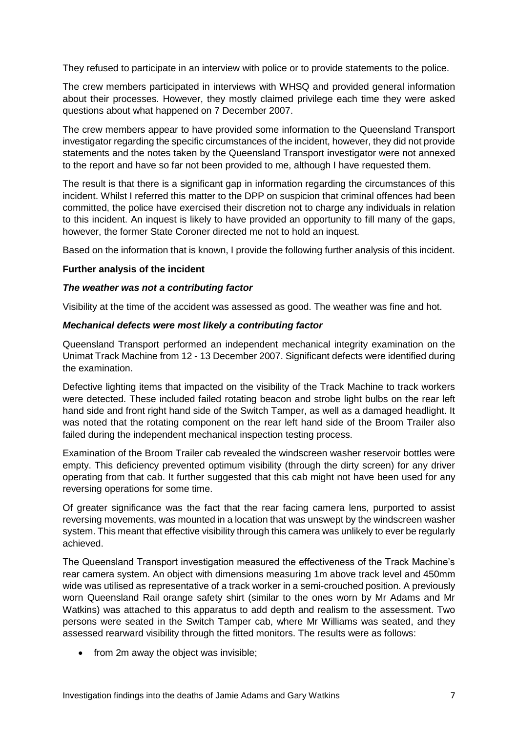They refused to participate in an interview with police or to provide statements to the police.

The crew members participated in interviews with WHSQ and provided general information about their processes. However, they mostly claimed privilege each time they were asked questions about what happened on 7 December 2007.

The crew members appear to have provided some information to the Queensland Transport investigator regarding the specific circumstances of the incident, however, they did not provide statements and the notes taken by the Queensland Transport investigator were not annexed to the report and have so far not been provided to me, although I have requested them.

The result is that there is a significant gap in information regarding the circumstances of this incident. Whilst I referred this matter to the DPP on suspicion that criminal offences had been committed, the police have exercised their discretion not to charge any individuals in relation to this incident. An inquest is likely to have provided an opportunity to fill many of the gaps, however, the former State Coroner directed me not to hold an inquest.

Based on the information that is known, I provide the following further analysis of this incident.

**Further analysis of the incident**

***The weather was not a contributing factor***

Visibility at the time of the accident was assessed as good. The weather was fine and hot.

***Mechanical defects were most likely a contributing factor***

Queensland Transport performed an independent mechanical integrity examination on the Unimat Track Machine from 12 - 13 December 2007. Significant defects were identified during the examination.

Defective lighting items that impacted on the visibility of the Track Machine to track workers were detected. These included failed rotating beacon and strobe light bulbs on the rear left hand side and front right hand side of the Switch Tamper, as well as a damaged headlight. It was noted that the rotating component on the rear left hand side of the Broom Trailer also failed during the independent mechanical inspection testing process.

Examination of the Broom Trailer cab revealed the windscreen washer reservoir bottles were empty. This deficiency prevented optimum visibility (through the dirty screen) for any driver operating from that cab. It further suggested that this cab might not have been used for any reversing operations for some time.

Of greater significance was the fact that the rear facing camera lens, purported to assist reversing movements, was mounted in a location that was unswept by the windscreen washer system. This meant that effective visibility through this camera was unlikely to ever be regularly achieved.

The Queensland Transport investigation measured the effectiveness of the Track Machine's rear camera system. An object with dimensions measuring 1m above track level and 450mm wide was utilised as representative of a track worker in a semi-crouched position. A previously worn Queensland Rail orange safety shirt (similar to the ones worn by Mr Adams and Mr Watkins) was attached to this apparatus to add depth and realism to the assessment. Two persons were seated in the Switch Tamper cab, where Mr Williams was seated, and they assessed rearward visibility through the fitted monitors. The results were as follows:

- from 2m away the object was invisible;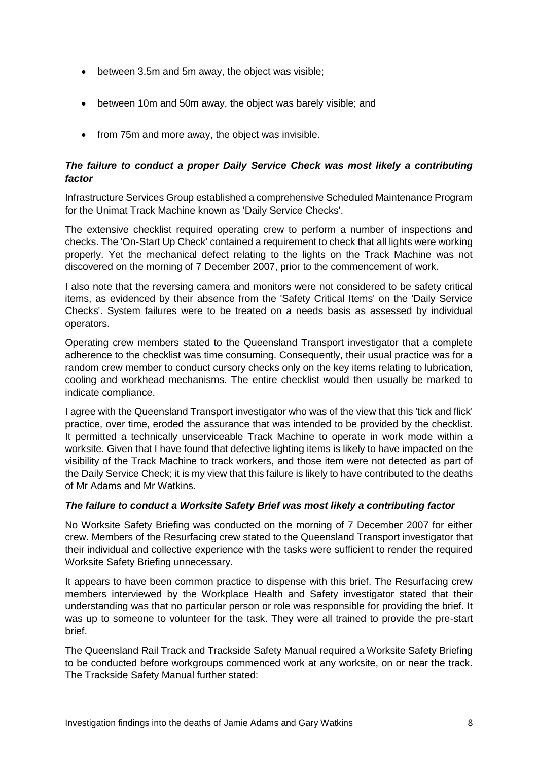- between 3.5m and 5m away, the object was visible;
- between 10m and 50m away, the object was barely visible; and
- from 75m and more away, the object was invisible.

***The failure to conduct a proper Daily Service Check was most likely a contributing factor***

Infrastructure Services Group established a comprehensive Scheduled Maintenance Program for the Unimat Track Machine known as 'Daily Service Checks'.

The extensive checklist required operating crew to perform a number of inspections and checks. The 'On-Start Up Check' contained a requirement to check that all lights were working properly. Yet the mechanical defect relating to the lights on the Track Machine was not discovered on the morning of 7 December 2007, prior to the commencement of work.

I also note that the reversing camera and monitors were not considered to be safety critical items, as evidenced by their absence from the 'Safety Critical Items' on the 'Daily Service Checks'. System failures were to be treated on a needs basis as assessed by individual operators.

Operating crew members stated to the Queensland Transport investigator that a complete adherence to the checklist was time consuming. Consequently, their usual practice was for a random crew member to conduct cursory checks only on the key items relating to lubrication, cooling and workhead mechanisms. The entire checklist would then usually be marked to indicate compliance.

I agree with the Queensland Transport investigator who was of the view that this 'tick and flick' practice, over time, eroded the assurance that was intended to be provided by the checklist. It permitted a technically unserviceable Track Machine to operate in work mode within a worksite. Given that I have found that defective lighting items is likely to have impacted on the visibility of the Track Machine to track workers, and those item were not detected as part of the Daily Service Check; it is my view that this failure is likely to have contributed to the deaths of Mr Adams and Mr Watkins.

***The failure to conduct a Worksite Safety Brief was most likely a contributing factor***

No Worksite Safety Briefing was conducted on the morning of 7 December 2007 for either crew. Members of the Resurfacing crew stated to the Queensland Transport investigator that their individual and collective experience with the tasks were sufficient to render the required Worksite Safety Briefing unnecessary.

It appears to have been common practice to dispense with this brief. The Resurfacing crew members interviewed by the Workplace Health and Safety investigator stated that their understanding was that no particular person or role was responsible for providing the brief. It was up to someone to volunteer for the task. They were all trained to provide the pre-start brief.

The Queensland Rail Track and Trackside Safety Manual required a Worksite Safety Briefing to be conducted before workgroups commenced work at any worksite, on or near the track. The Trackside Safety Manual further stated: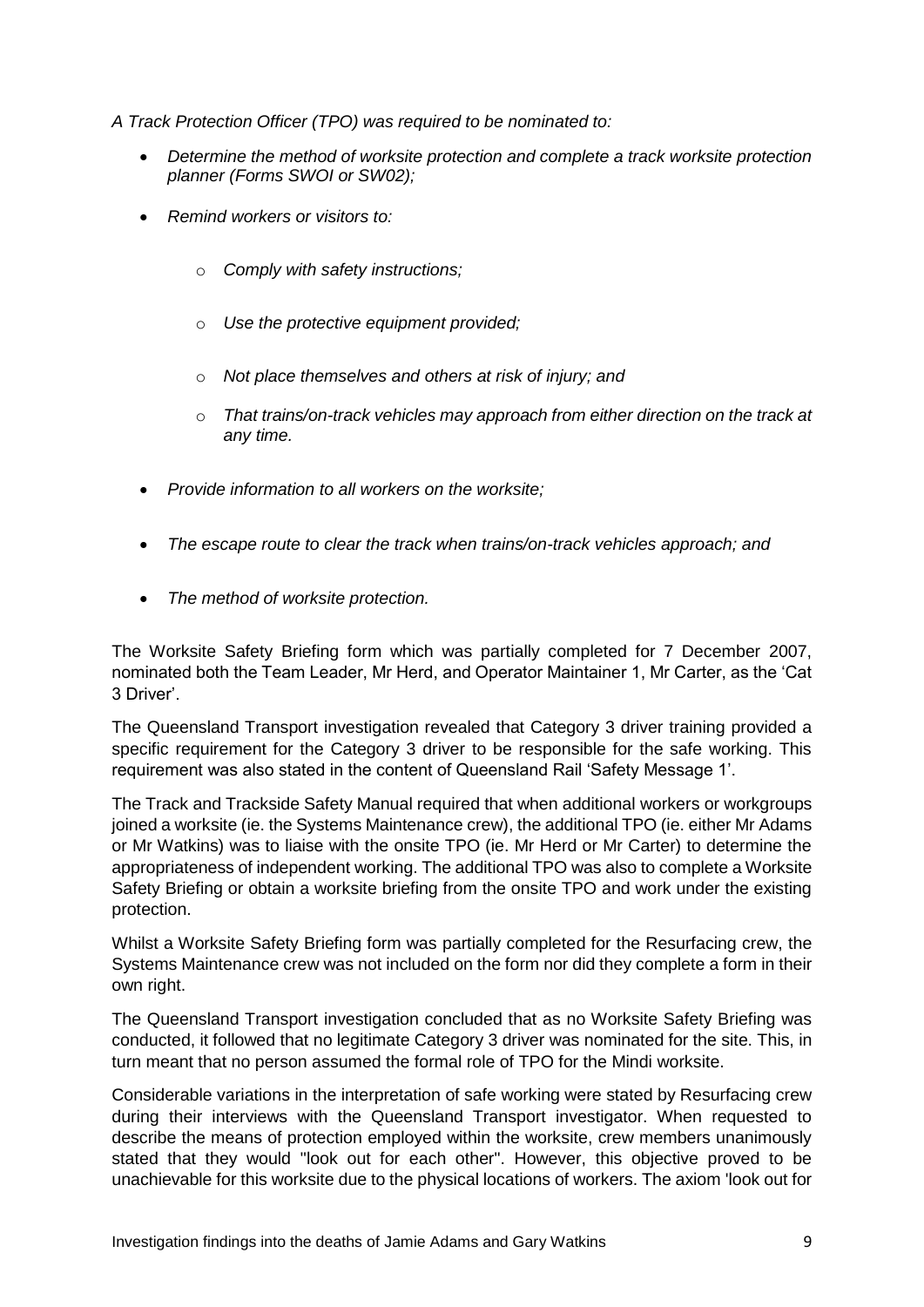*A Track Protection Officer (TPO) was required to be nominated to:*

- *Determine the method of worksite protection and complete a track worksite protection planner (Forms SWOI or SW02);*
- *Remind workers or visitors to:*
  - *Comply with safety instructions;*
  - *Use the protective equipment provided;*
  - *Not place themselves and others at risk of injury; and*
  - *That trains/on-track vehicles may approach from either direction on the track at any time.*
- *Provide information to all workers on the worksite;*
- *The escape route to clear the track when trains/on-track vehicles approach; and*
- *The method of worksite protection.*

The Worksite Safety Briefing form which was partially completed for 7 December 2007, nominated both the Team Leader, Mr Herd, and Operator Maintainer 1, Mr Carter, as the 'Cat 3 Driver'.

The Queensland Transport investigation revealed that Category 3 driver training provided a specific requirement for the Category 3 driver to be responsible for the safe working. This requirement was also stated in the content of Queensland Rail 'Safety Message 1'.

The Track and Trackside Safety Manual required that when additional workers or workgroups joined a worksite (ie. the Systems Maintenance crew), the additional TPO (ie. either Mr Adams or Mr Watkins) was to liaise with the onsite TPO (ie. Mr Herd or Mr Carter) to determine the appropriateness of independent working. The additional TPO was also to complete a Worksite Safety Briefing or obtain a worksite briefing from the onsite TPO and work under the existing protection.

Whilst a Worksite Safety Briefing form was partially completed for the Resurfacing crew, the Systems Maintenance crew was not included on the form nor did they complete a form in their own right.

The Queensland Transport investigation concluded that as no Worksite Safety Briefing was conducted, it followed that no legitimate Category 3 driver was nominated for the site. This, in turn meant that no person assumed the formal role of TPO for the Mindi worksite.

Considerable variations in the interpretation of safe working were stated by Resurfacing crew during their interviews with the Queensland Transport investigator. When requested to describe the means of protection employed within the worksite, crew members unanimously stated that they would "look out for each other". However, this objective proved to be unachievable for this worksite due to the physical locations of workers. The axiom 'look out for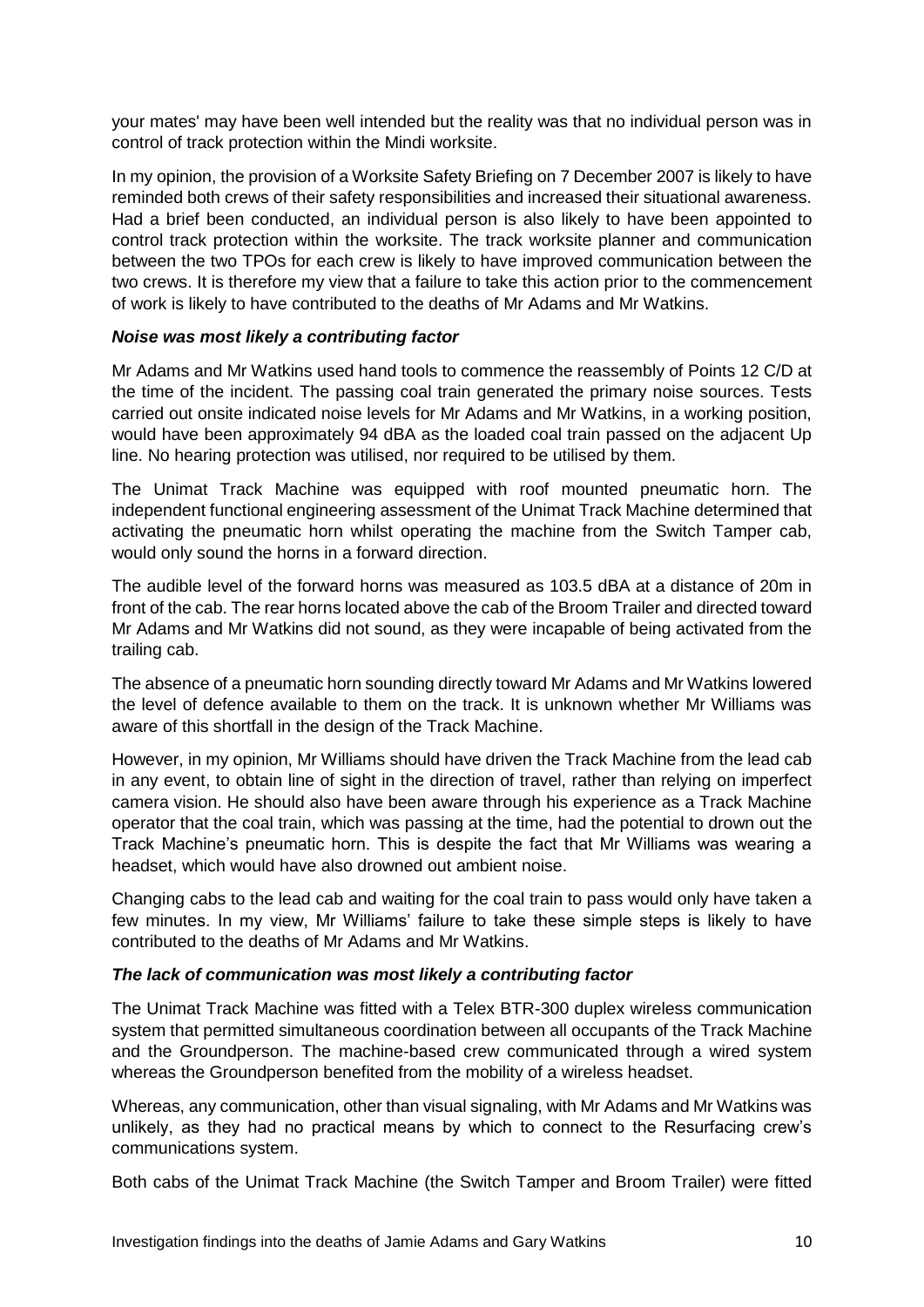your mates' may have been well intended but the reality was that no individual person was in control of track protection within the Mindi worksite.

In my opinion, the provision of a Worksite Safety Briefing on 7 December 2007 is likely to have reminded both crews of their safety responsibilities and increased their situational awareness. Had a brief been conducted, an individual person is also likely to have been appointed to control track protection within the worksite. The track worksite planner and communication between the two TPOs for each crew is likely to have improved communication between the two crews. It is therefore my view that a failure to take this action prior to the commencement of work is likely to have contributed to the deaths of Mr Adams and Mr Watkins.

### *Noise was most likely a contributing factor*

Mr Adams and Mr Watkins used hand tools to commence the reassembly of Points 12 C/D at the time of the incident. The passing coal train generated the primary noise sources. Tests carried out onsite indicated noise levels for Mr Adams and Mr Watkins, in a working position, would have been approximately 94 dBA as the loaded coal train passed on the adjacent Up line. No hearing protection was utilised, nor required to be utilised by them.

The Unimat Track Machine was equipped with roof mounted pneumatic horn. The independent functional engineering assessment of the Unimat Track Machine determined that activating the pneumatic horn whilst operating the machine from the Switch Tamper cab, would only sound the horns in a forward direction.

The audible level of the forward horns was measured as 103.5 dBA at a distance of 20m in front of the cab. The rear horns located above the cab of the Broom Trailer and directed toward Mr Adams and Mr Watkins did not sound, as they were incapable of being activated from the trailing cab.

The absence of a pneumatic horn sounding directly toward Mr Adams and Mr Watkins lowered the level of defence available to them on the track. It is unknown whether Mr Williams was aware of this shortfall in the design of the Track Machine.

However, in my opinion, Mr Williams should have driven the Track Machine from the lead cab in any event, to obtain line of sight in the direction of travel, rather than relying on imperfect camera vision. He should also have been aware through his experience as a Track Machine operator that the coal train, which was passing at the time, had the potential to drown out the Track Machine's pneumatic horn. This is despite the fact that Mr Williams was wearing a headset, which would have also drowned out ambient noise.

Changing cabs to the lead cab and waiting for the coal train to pass would only have taken a few minutes. In my view, Mr Williams' failure to take these simple steps is likely to have contributed to the deaths of Mr Adams and Mr Watkins.

### *The lack of communication was most likely a contributing factor*

The Unimat Track Machine was fitted with a Telex BTR-300 duplex wireless communication system that permitted simultaneous coordination between all occupants of the Track Machine and the Groundperson. The machine-based crew communicated through a wired system whereas the Groundperson benefited from the mobility of a wireless headset.

Whereas, any communication, other than visual signaling, with Mr Adams and Mr Watkins was unlikely, as they had no practical means by which to connect to the Resurfacing crew's communications system.

Both cabs of the Unimat Track Machine (the Switch Tamper and Broom Trailer) were fitted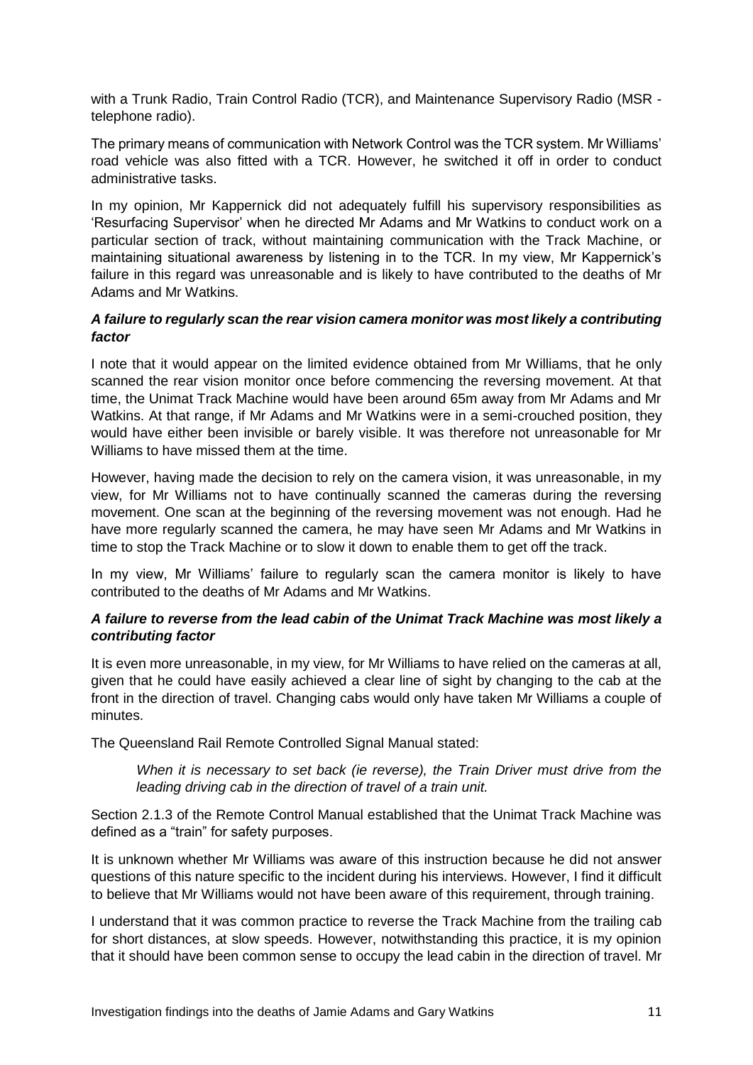with a Trunk Radio, Train Control Radio (TCR), and Maintenance Supervisory Radio (MSR - telephone radio).

The primary means of communication with Network Control was the TCR system. Mr Williams' road vehicle was also fitted with a TCR. However, he switched it off in order to conduct administrative tasks.

In my opinion, Mr Kappernick did not adequately fulfill his supervisory responsibilities as 'Resurfacing Supervisor' when he directed Mr Adams and Mr Watkins to conduct work on a particular section of track, without maintaining communication with the Track Machine, or maintaining situational awareness by listening in to the TCR. In my view, Mr Kappernick's failure in this regard was unreasonable and is likely to have contributed to the deaths of Mr Adams and Mr Watkins.

### *A failure to regularly scan the rear vision camera monitor was most likely a contributing factor*

I note that it would appear on the limited evidence obtained from Mr Williams, that he only scanned the rear vision monitor once before commencing the reversing movement. At that time, the Unimat Track Machine would have been around 65m away from Mr Adams and Mr Watkins. At that range, if Mr Adams and Mr Watkins were in a semi-crouched position, they would have either been invisible or barely visible. It was therefore not unreasonable for Mr Williams to have missed them at the time.

However, having made the decision to rely on the camera vision, it was unreasonable, in my view, for Mr Williams not to have continually scanned the cameras during the reversing movement. One scan at the beginning of the reversing movement was not enough. Had he have more regularly scanned the camera, he may have seen Mr Adams and Mr Watkins in time to stop the Track Machine or to slow it down to enable them to get off the track.

In my view, Mr Williams' failure to regularly scan the camera monitor is likely to have contributed to the deaths of Mr Adams and Mr Watkins.

### *A failure to reverse from the lead cabin of the Unimat Track Machine was most likely a contributing factor*

It is even more unreasonable, in my view, for Mr Williams to have relied on the cameras at all, given that he could have easily achieved a clear line of sight by changing to the cab at the front in the direction of travel. Changing cabs would only have taken Mr Williams a couple of minutes.

The Queensland Rail Remote Controlled Signal Manual stated:

> *When it is necessary to set back (ie reverse), the Train Driver must drive from the leading driving cab in the direction of travel of a train unit.*

Section 2.1.3 of the Remote Control Manual established that the Unimat Track Machine was defined as a "train" for safety purposes.

It is unknown whether Mr Williams was aware of this instruction because he did not answer questions of this nature specific to the incident during his interviews. However, I find it difficult to believe that Mr Williams would not have been aware of this requirement, through training.

I understand that it was common practice to reverse the Track Machine from the trailing cab for short distances, at slow speeds. However, notwithstanding this practice, it is my opinion that it should have been common sense to occupy the lead cabin in the direction of travel. Mr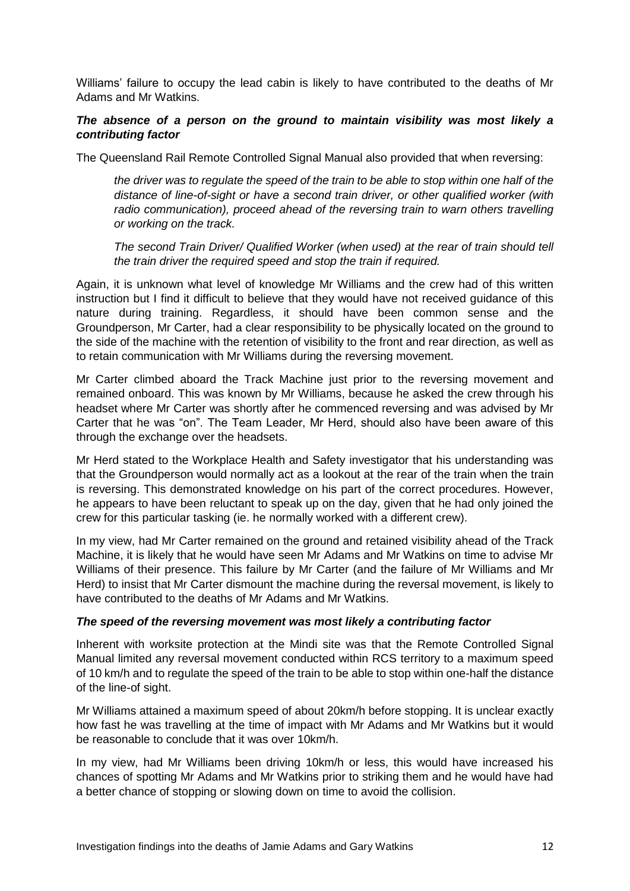Williams' failure to occupy the lead cabin is likely to have contributed to the deaths of Mr Adams and Mr Watkins.

***The absence of a person on the ground to maintain visibility was most likely a contributing factor***

The Queensland Rail Remote Controlled Signal Manual also provided that when reversing:

> *the driver was to regulate the speed of the train to be able to stop within one half of the distance of line-of-sight or have a second train driver, or other qualified worker (with radio communication), proceed ahead of the reversing train to warn others travelling or working on the track.*
>
> *The second Train Driver/ Qualified Worker (when used) at the rear of train should tell the train driver the required speed and stop the train if required.*

Again, it is unknown what level of knowledge Mr Williams and the crew had of this written instruction but I find it difficult to believe that they would have not received guidance of this nature during training. Regardless, it should have been common sense and the Groundperson, Mr Carter, had a clear responsibility to be physically located on the ground to the side of the machine with the retention of visibility to the front and rear direction, as well as to retain communication with Mr Williams during the reversing movement.

Mr Carter climbed aboard the Track Machine just prior to the reversing movement and remained onboard. This was known by Mr Williams, because he asked the crew through his headset where Mr Carter was shortly after he commenced reversing and was advised by Mr Carter that he was "on". The Team Leader, Mr Herd, should also have been aware of this through the exchange over the headsets.

Mr Herd stated to the Workplace Health and Safety investigator that his understanding was that the Groundperson would normally act as a lookout at the rear of the train when the train is reversing. This demonstrated knowledge on his part of the correct procedures. However, he appears to have been reluctant to speak up on the day, given that he had only joined the crew for this particular tasking (ie. he normally worked with a different crew).

In my view, had Mr Carter remained on the ground and retained visibility ahead of the Track Machine, it is likely that he would have seen Mr Adams and Mr Watkins on time to advise Mr Williams of their presence. This failure by Mr Carter (and the failure of Mr Williams and Mr Herd) to insist that Mr Carter dismount the machine during the reversal movement, is likely to have contributed to the deaths of Mr Adams and Mr Watkins.

***The speed of the reversing movement was most likely a contributing factor***

Inherent with worksite protection at the Mindi site was that the Remote Controlled Signal Manual limited any reversal movement conducted within RCS territory to a maximum speed of 10 km/h and to regulate the speed of the train to be able to stop within one-half the distance of the line-of sight.

Mr Williams attained a maximum speed of about 20km/h before stopping. It is unclear exactly how fast he was travelling at the time of impact with Mr Adams and Mr Watkins but it would be reasonable to conclude that it was over 10km/h.

In my view, had Mr Williams been driving 10km/h or less, this would have increased his chances of spotting Mr Adams and Mr Watkins prior to striking them and he would have had a better chance of stopping or slowing down on time to avoid the collision.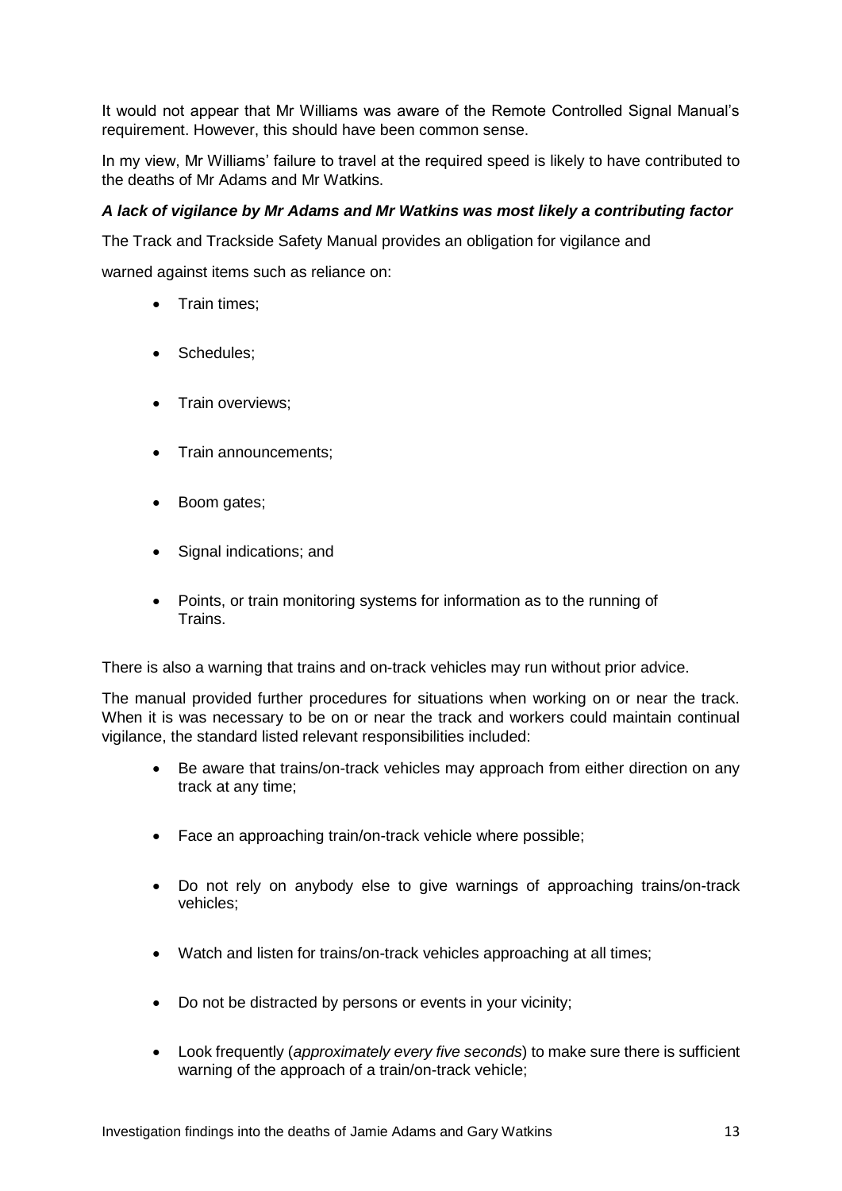It would not appear that Mr Williams was aware of the Remote Controlled Signal Manual's requirement. However, this should have been common sense.

In my view, Mr Williams' failure to travel at the required speed is likely to have contributed to the deaths of Mr Adams and Mr Watkins.

***A lack of vigilance by Mr Adams and Mr Watkins was most likely a contributing factor***

The Track and Trackside Safety Manual provides an obligation for vigilance and

warned against items such as reliance on:

- Train times;
- Schedules;
- Train overviews;
- Train announcements;
- Boom gates;
- Signal indications; and
- Points, or train monitoring systems for information as to the running of Trains.

There is also a warning that trains and on-track vehicles may run without prior advice.

The manual provided further procedures for situations when working on or near the track. When it is was necessary to be on or near the track and workers could maintain continual vigilance, the standard listed relevant responsibilities included:

- Be aware that trains/on-track vehicles may approach from either direction on any track at any time;
- Face an approaching train/on-track vehicle where possible;
- Do not rely on anybody else to give warnings of approaching trains/on-track vehicles;
- Watch and listen for trains/on-track vehicles approaching at all times;
- Do not be distracted by persons or events in your vicinity;
- Look frequently (*approximately every five seconds*) to make sure there is sufficient warning of the approach of a train/on-track vehicle;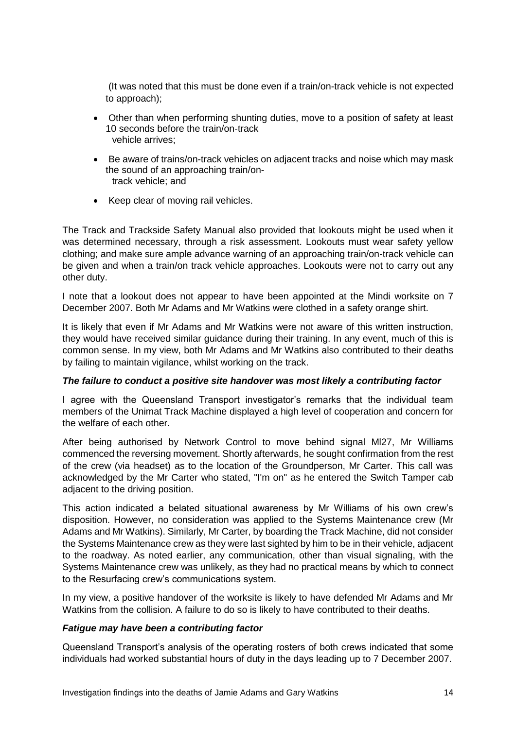(It was noted that this must be done even if a train/on-track vehicle is not expected to approach);

- Other than when performing shunting duties, move to a position of safety at least 10 seconds before the train/on-track vehicle arrives;
- Be aware of trains/on-track vehicles on adjacent tracks and noise which may mask the sound of an approaching train/on-track vehicle; and
- Keep clear of moving rail vehicles.

The Track and Trackside Safety Manual also provided that lookouts might be used when it was determined necessary, through a risk assessment. Lookouts must wear safety yellow clothing; and make sure ample advance warning of an approaching train/on-track vehicle can be given and when a train/on track vehicle approaches. Lookouts were not to carry out any other duty.

I note that a lookout does not appear to have been appointed at the Mindi worksite on 7 December 2007. Both Mr Adams and Mr Watkins were clothed in a safety orange shirt.

It is likely that even if Mr Adams and Mr Watkins were not aware of this written instruction, they would have received similar guidance during their training. In any event, much of this is common sense. In my view, both Mr Adams and Mr Watkins also contributed to their deaths by failing to maintain vigilance, whilst working on the track.

#### *The failure to conduct a positive site handover was most likely a contributing factor*

I agree with the Queensland Transport investigator's remarks that the individual team members of the Unimat Track Machine displayed a high level of cooperation and concern for the welfare of each other.

After being authorised by Network Control to move behind signal Ml27, Mr Williams commenced the reversing movement. Shortly afterwards, he sought confirmation from the rest of the crew (via headset) as to the location of the Groundperson, Mr Carter. This call was acknowledged by the Mr Carter who stated, "I'm on" as he entered the Switch Tamper cab adjacent to the driving position.

This action indicated a belated situational awareness by Mr Williams of his own crew's disposition. However, no consideration was applied to the Systems Maintenance crew (Mr Adams and Mr Watkins). Similarly, Mr Carter, by boarding the Track Machine, did not consider the Systems Maintenance crew as they were last sighted by him to be in their vehicle, adjacent to the roadway. As noted earlier, any communication, other than visual signaling, with the Systems Maintenance crew was unlikely, as they had no practical means by which to connect to the Resurfacing crew's communications system.

In my view, a positive handover of the worksite is likely to have defended Mr Adams and Mr Watkins from the collision. A failure to do so is likely to have contributed to their deaths.

#### *Fatigue may have been a contributing factor*

Queensland Transport's analysis of the operating rosters of both crews indicated that some individuals had worked substantial hours of duty in the days leading up to 7 December 2007.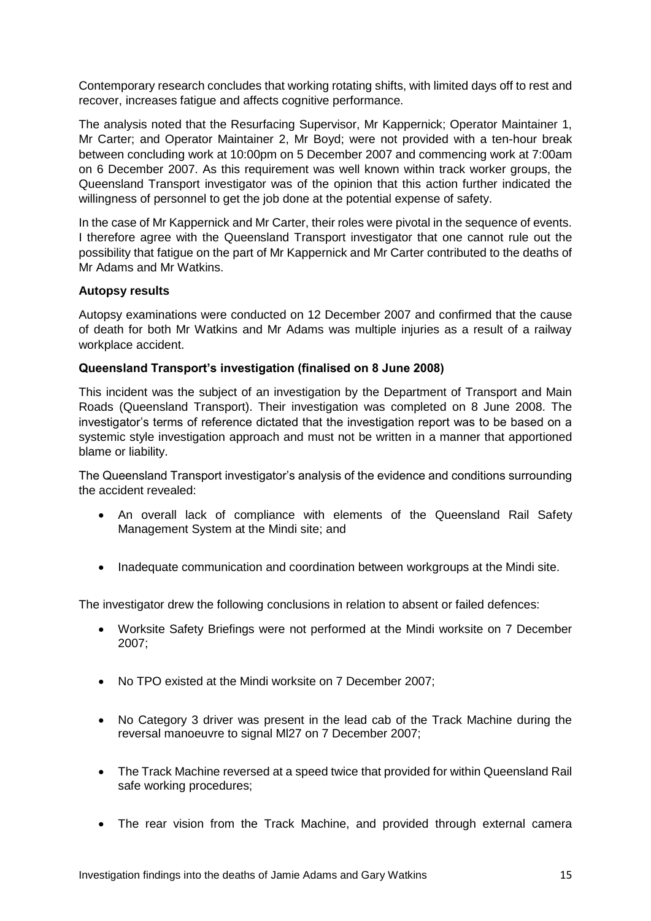Contemporary research concludes that working rotating shifts, with limited days off to rest and recover, increases fatigue and affects cognitive performance.

The analysis noted that the Resurfacing Supervisor, Mr Kappernick; Operator Maintainer 1, Mr Carter; and Operator Maintainer 2, Mr Boyd; were not provided with a ten-hour break between concluding work at 10:00pm on 5 December 2007 and commencing work at 7:00am on 6 December 2007. As this requirement was well known within track worker groups, the Queensland Transport investigator was of the opinion that this action further indicated the willingness of personnel to get the job done at the potential expense of safety.

In the case of Mr Kappernick and Mr Carter, their roles were pivotal in the sequence of events. I therefore agree with the Queensland Transport investigator that one cannot rule out the possibility that fatigue on the part of Mr Kappernick and Mr Carter contributed to the deaths of Mr Adams and Mr Watkins.

**Autopsy results**

Autopsy examinations were conducted on 12 December 2007 and confirmed that the cause of death for both Mr Watkins and Mr Adams was multiple injuries as a result of a railway workplace accident.

**Queensland Transport's investigation (finalised on 8 June 2008)**

This incident was the subject of an investigation by the Department of Transport and Main Roads (Queensland Transport). Their investigation was completed on 8 June 2008. The investigator's terms of reference dictated that the investigation report was to be based on a systemic style investigation approach and must not be written in a manner that apportioned blame or liability.

The Queensland Transport investigator's analysis of the evidence and conditions surrounding the accident revealed:

- An overall lack of compliance with elements of the Queensland Rail Safety Management System at the Mindi site; and
- Inadequate communication and coordination between workgroups at the Mindi site.

The investigator drew the following conclusions in relation to absent or failed defences:

- Worksite Safety Briefings were not performed at the Mindi worksite on 7 December 2007;
- No TPO existed at the Mindi worksite on 7 December 2007;
- No Category 3 driver was present in the lead cab of the Track Machine during the reversal manoeuvre to signal MI27 on 7 December 2007;
- The Track Machine reversed at a speed twice that provided for within Queensland Rail safe working procedures;
- The rear vision from the Track Machine, and provided through external camera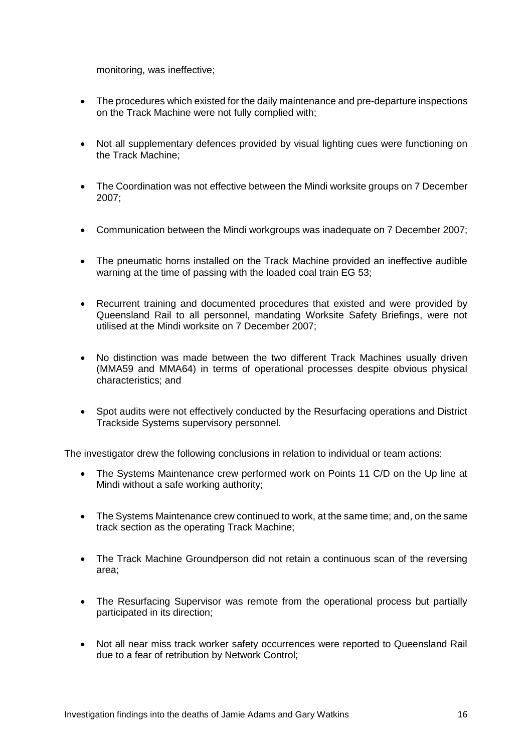monitoring, was ineffective;

- The procedures which existed for the daily maintenance and pre-departure inspections on the Track Machine were not fully complied with;

- Not all supplementary defences provided by visual lighting cues were functioning on the Track Machine;

- The Coordination was not effective between the Mindi worksite groups on 7 December 2007;

- Communication between the Mindi workgroups was inadequate on 7 December 2007;

- The pneumatic horns installed on the Track Machine provided an ineffective audible warning at the time of passing with the loaded coal train EG 53;

- Recurrent training and documented procedures that existed and were provided by Queensland Rail to all personnel, mandating Worksite Safety Briefings, were not utilised at the Mindi worksite on 7 December 2007;

- No distinction was made between the two different Track Machines usually driven (MMA59 and MMA64) in terms of operational processes despite obvious physical characteristics; and

- Spot audits were not effectively conducted by the Resurfacing operations and District Trackside Systems supervisory personnel.

The investigator drew the following conclusions in relation to individual or team actions:

- The Systems Maintenance crew performed work on Points 11 C/D on the Up line at Mindi without a safe working authority;

- The Systems Maintenance crew continued to work, at the same time; and, on the same track section as the operating Track Machine;

- The Track Machine Groundperson did not retain a continuous scan of the reversing area;

- The Resurfacing Supervisor was remote from the operational process but partially participated in its direction;

- Not all near miss track worker safety occurrences were reported to Queensland Rail due to a fear of retribution by Network Control;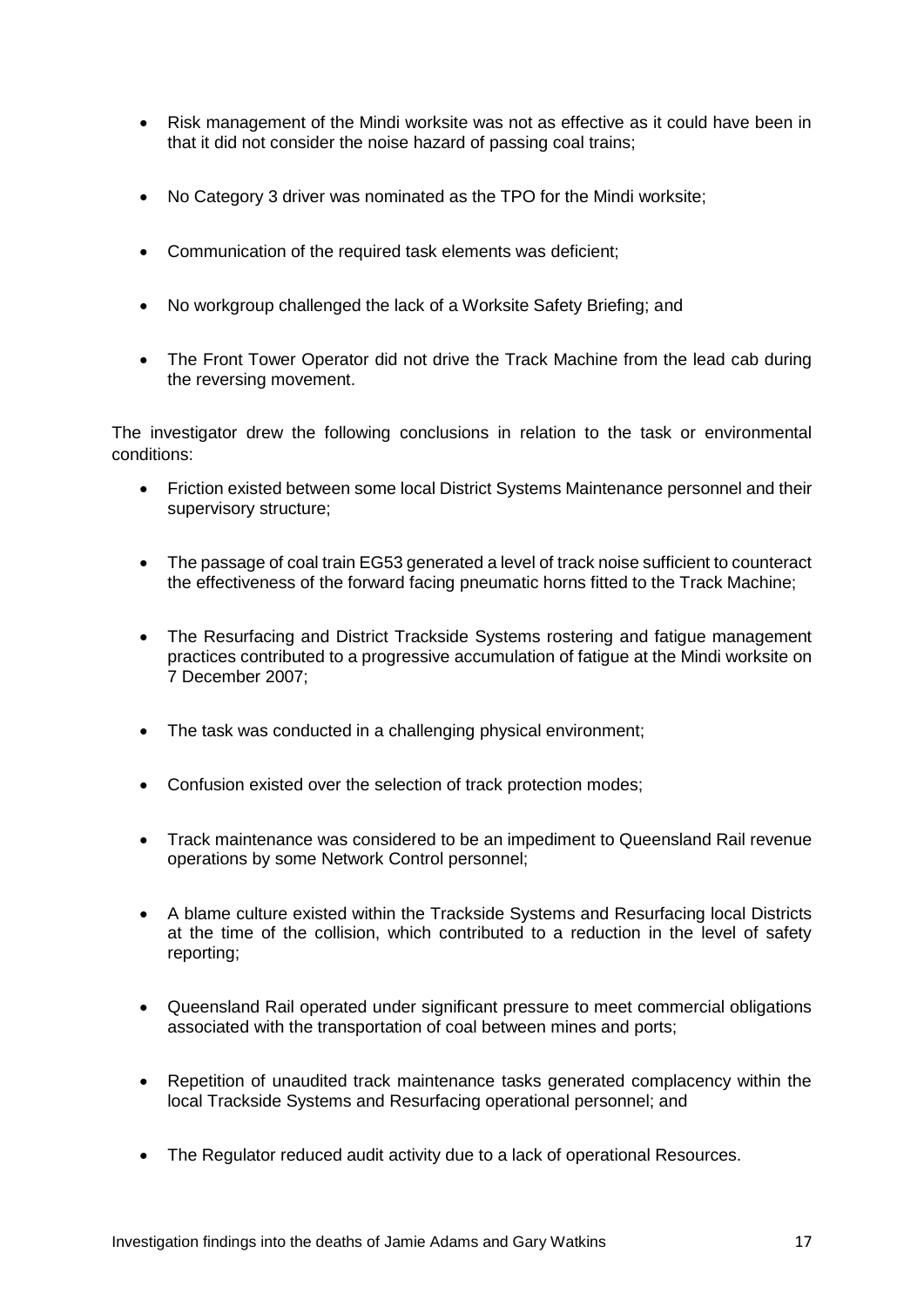- Risk management of the Mindi worksite was not as effective as it could have been in that it did not consider the noise hazard of passing coal trains;
- No Category 3 driver was nominated as the TPO for the Mindi worksite;
- Communication of the required task elements was deficient;
- No workgroup challenged the lack of a Worksite Safety Briefing; and
- The Front Tower Operator did not drive the Track Machine from the lead cab during the reversing movement.

The investigator drew the following conclusions in relation to the task or environmental conditions:

- Friction existed between some local District Systems Maintenance personnel and their supervisory structure;
- The passage of coal train EG53 generated a level of track noise sufficient to counteract the effectiveness of the forward facing pneumatic horns fitted to the Track Machine;
- The Resurfacing and District Trackside Systems rostering and fatigue management practices contributed to a progressive accumulation of fatigue at the Mindi worksite on 7 December 2007;
- The task was conducted in a challenging physical environment;
- Confusion existed over the selection of track protection modes;
- Track maintenance was considered to be an impediment to Queensland Rail revenue operations by some Network Control personnel;
- A blame culture existed within the Trackside Systems and Resurfacing local Districts at the time of the collision, which contributed to a reduction in the level of safety reporting;
- Queensland Rail operated under significant pressure to meet commercial obligations associated with the transportation of coal between mines and ports;
- Repetition of unaudited track maintenance tasks generated complacency within the local Trackside Systems and Resurfacing operational personnel; and
- The Regulator reduced audit activity due to a lack of operational Resources.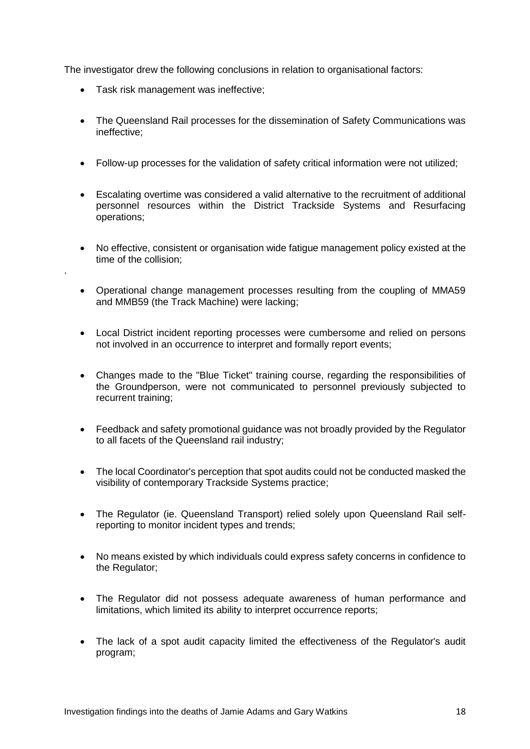The investigator drew the following conclusions in relation to organisational factors:

- Task risk management was ineffective;
- The Queensland Rail processes for the dissemination of Safety Communications was ineffective;
- Follow-up processes for the validation of safety critical information were not utilized;
- Escalating overtime was considered a valid alternative to the recruitment of additional personnel resources within the District Trackside Systems and Resurfacing operations;
- No effective, consistent or organisation wide fatigue management policy existed at the time of the collision;

.

- Operational change management processes resulting from the coupling of MMA59 and MMB59 (the Track Machine) were lacking;
- Local District incident reporting processes were cumbersome and relied on persons not involved in an occurrence to interpret and formally report events;
- Changes made to the "Blue Ticket" training course, regarding the responsibilities of the Groundperson, were not communicated to personnel previously subjected to recurrent training;
- Feedback and safety promotional guidance was not broadly provided by the Regulator to all facets of the Queensland rail industry;
- The local Coordinator's perception that spot audits could not be conducted masked the visibility of contemporary Trackside Systems practice;
- The Regulator (ie. Queensland Transport) relied solely upon Queensland Rail self-reporting to monitor incident types and trends;
- No means existed by which individuals could express safety concerns in confidence to the Regulator;
- The Regulator did not possess adequate awareness of human performance and limitations, which limited its ability to interpret occurrence reports;
- The lack of a spot audit capacity limited the effectiveness of the Regulator's audit program;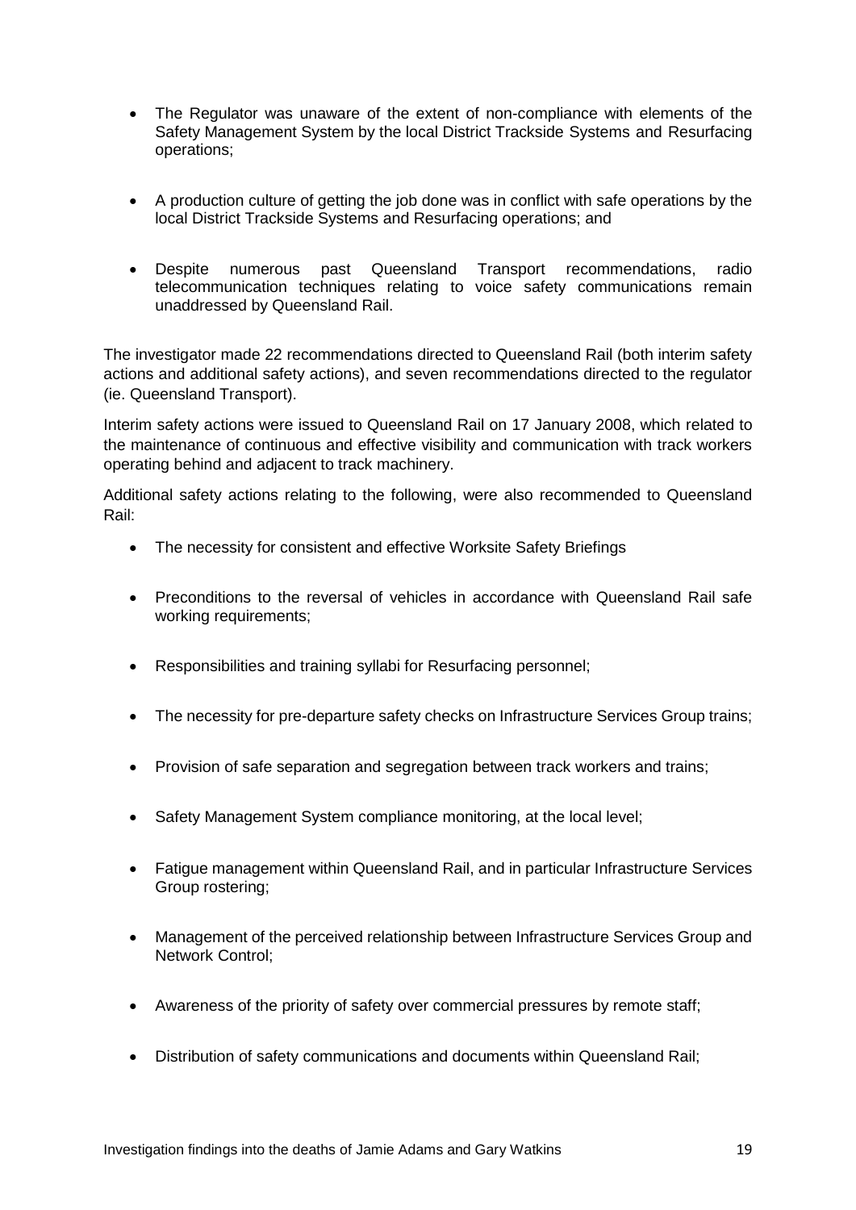- The Regulator was unaware of the extent of non-compliance with elements of the Safety Management System by the local District Trackside Systems and Resurfacing operations;
- A production culture of getting the job done was in conflict with safe operations by the local District Trackside Systems and Resurfacing operations; and
- Despite numerous past Queensland Transport recommendations, radio telecommunication techniques relating to voice safety communications remain unaddressed by Queensland Rail.

The investigator made 22 recommendations directed to Queensland Rail (both interim safety actions and additional safety actions), and seven recommendations directed to the regulator (ie. Queensland Transport).

Interim safety actions were issued to Queensland Rail on 17 January 2008, which related to the maintenance of continuous and effective visibility and communication with track workers operating behind and adjacent to track machinery.

Additional safety actions relating to the following, were also recommended to Queensland Rail:

- The necessity for consistent and effective Worksite Safety Briefings
- Preconditions to the reversal of vehicles in accordance with Queensland Rail safe working requirements;
- Responsibilities and training syllabi for Resurfacing personnel;
- The necessity for pre-departure safety checks on Infrastructure Services Group trains;
- Provision of safe separation and segregation between track workers and trains;
- Safety Management System compliance monitoring, at the local level;
- Fatigue management within Queensland Rail, and in particular Infrastructure Services Group rostering;
- Management of the perceived relationship between Infrastructure Services Group and Network Control;
- Awareness of the priority of safety over commercial pressures by remote staff;
- Distribution of safety communications and documents within Queensland Rail;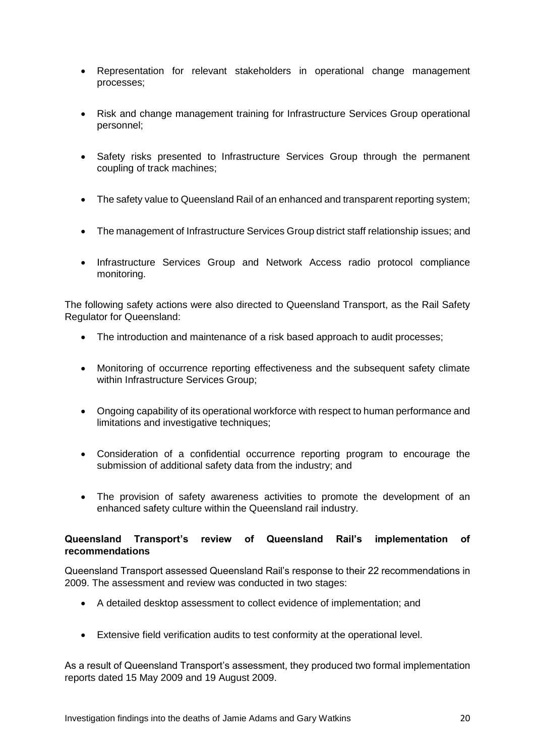- Representation for relevant stakeholders in operational change management processes;
- Risk and change management training for Infrastructure Services Group operational personnel;
- Safety risks presented to Infrastructure Services Group through the permanent coupling of track machines;
- The safety value to Queensland Rail of an enhanced and transparent reporting system;
- The management of Infrastructure Services Group district staff relationship issues; and
- Infrastructure Services Group and Network Access radio protocol compliance monitoring.

The following safety actions were also directed to Queensland Transport, as the Rail Safety Regulator for Queensland:

- The introduction and maintenance of a risk based approach to audit processes;
- Monitoring of occurrence reporting effectiveness and the subsequent safety climate within Infrastructure Services Group;
- Ongoing capability of its operational workforce with respect to human performance and limitations and investigative techniques;
- Consideration of a confidential occurrence reporting program to encourage the submission of additional safety data from the industry; and
- The provision of safety awareness activities to promote the development of an enhanced safety culture within the Queensland rail industry.

**Queensland Transport's review of Queensland Rail's implementation of recommendations**

Queensland Transport assessed Queensland Rail's response to their 22 recommendations in 2009. The assessment and review was conducted in two stages:

- A detailed desktop assessment to collect evidence of implementation; and
- Extensive field verification audits to test conformity at the operational level.

As a result of Queensland Transport's assessment, they produced two formal implementation reports dated 15 May 2009 and 19 August 2009.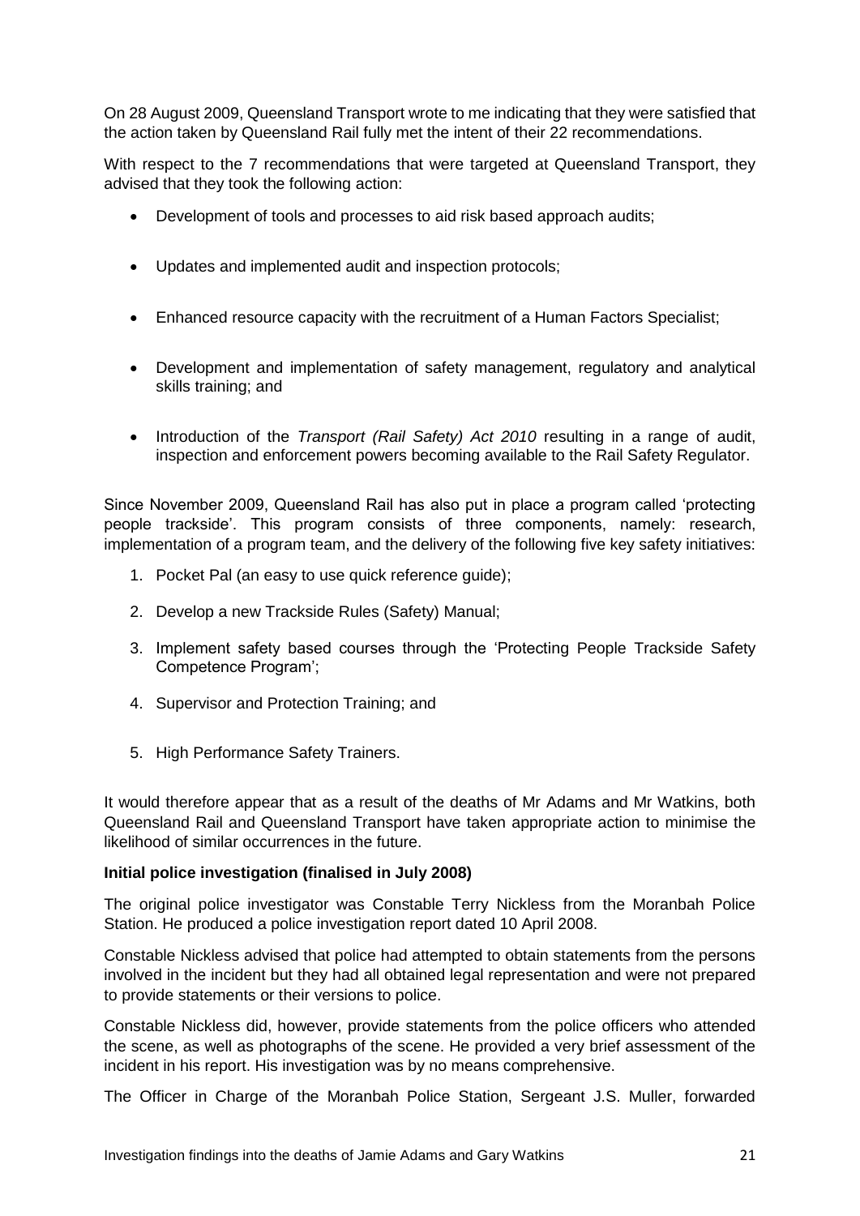On 28 August 2009, Queensland Transport wrote to me indicating that they were satisfied that the action taken by Queensland Rail fully met the intent of their 22 recommendations.

With respect to the 7 recommendations that were targeted at Queensland Transport, they advised that they took the following action:

- Development of tools and processes to aid risk based approach audits;
- Updates and implemented audit and inspection protocols;
- Enhanced resource capacity with the recruitment of a Human Factors Specialist;
- Development and implementation of safety management, regulatory and analytical skills training; and
- Introduction of the *Transport (Rail Safety) Act 2010* resulting in a range of audit, inspection and enforcement powers becoming available to the Rail Safety Regulator.

Since November 2009, Queensland Rail has also put in place a program called 'protecting people trackside'. This program consists of three components, namely: research, implementation of a program team, and the delivery of the following five key safety initiatives:

1. Pocket Pal (an easy to use quick reference guide);
2. Develop a new Trackside Rules (Safety) Manual;
3. Implement safety based courses through the 'Protecting People Trackside Safety Competence Program';
4. Supervisor and Protection Training; and
5. High Performance Safety Trainers.

It would therefore appear that as a result of the deaths of Mr Adams and Mr Watkins, both Queensland Rail and Queensland Transport have taken appropriate action to minimise the likelihood of similar occurrences in the future.

**Initial police investigation (finalised in July 2008)**

The original police investigator was Constable Terry Nickless from the Moranbah Police Station. He produced a police investigation report dated 10 April 2008.

Constable Nickless advised that police had attempted to obtain statements from the persons involved in the incident but they had all obtained legal representation and were not prepared to provide statements or their versions to police.

Constable Nickless did, however, provide statements from the police officers who attended the scene, as well as photographs of the scene. He provided a very brief assessment of the incident in his report. His investigation was by no means comprehensive.

The Officer in Charge of the Moranbah Police Station, Sergeant J.S. Muller, forwarded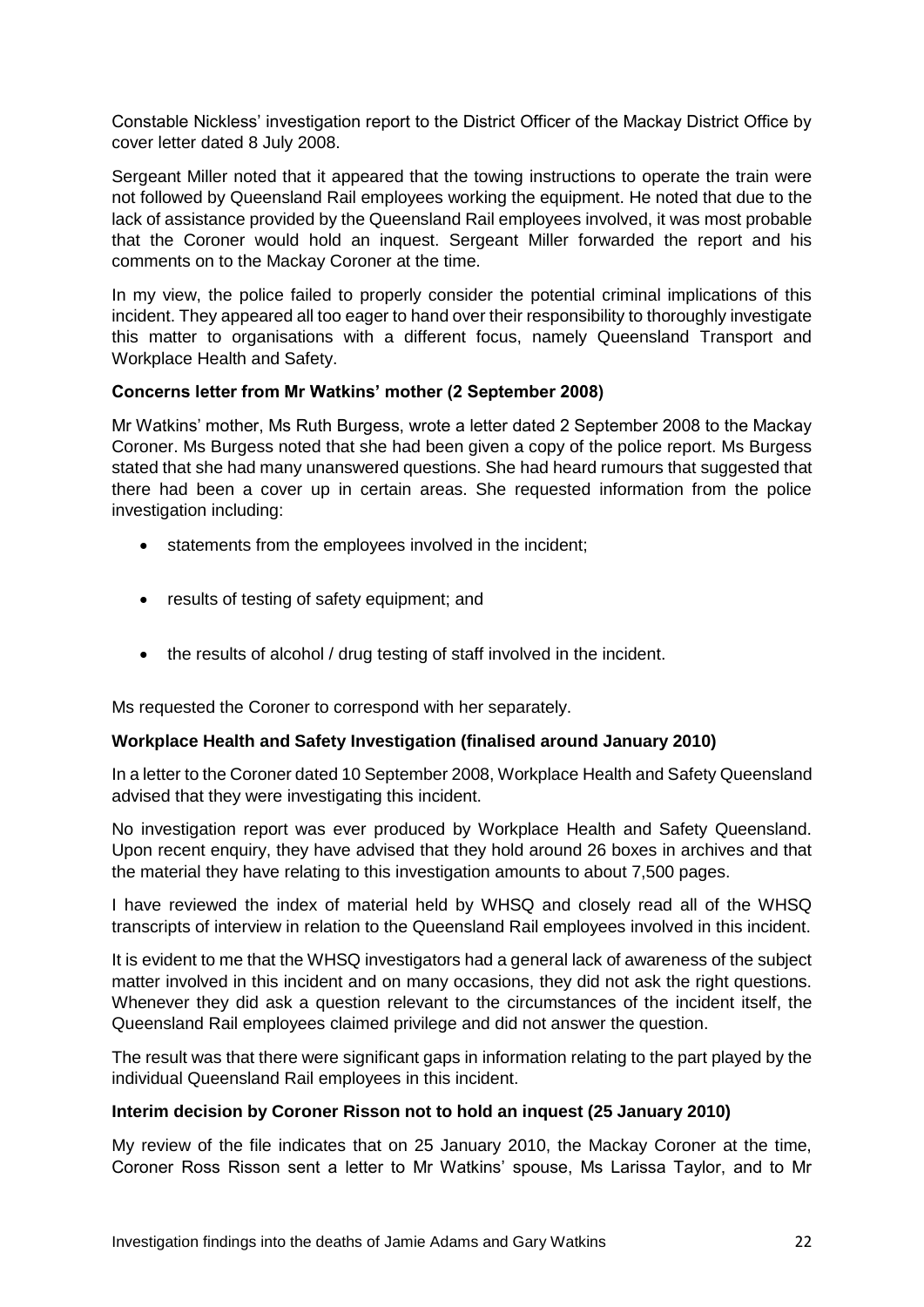Constable Nickless' investigation report to the District Officer of the Mackay District Office by cover letter dated 8 July 2008.

Sergeant Miller noted that it appeared that the towing instructions to operate the train were not followed by Queensland Rail employees working the equipment. He noted that due to the lack of assistance provided by the Queensland Rail employees involved, it was most probable that the Coroner would hold an inquest. Sergeant Miller forwarded the report and his comments on to the Mackay Coroner at the time.

In my view, the police failed to properly consider the potential criminal implications of this incident. They appeared all too eager to hand over their responsibility to thoroughly investigate this matter to organisations with a different focus, namely Queensland Transport and Workplace Health and Safety.

**Concerns letter from Mr Watkins' mother (2 September 2008)**

Mr Watkins' mother, Ms Ruth Burgess, wrote a letter dated 2 September 2008 to the Mackay Coroner. Ms Burgess noted that she had been given a copy of the police report. Ms Burgess stated that she had many unanswered questions. She had heard rumours that suggested that there had been a cover up in certain areas. She requested information from the police investigation including:

- statements from the employees involved in the incident;
- results of testing of safety equipment; and
- the results of alcohol / drug testing of staff involved in the incident.

Ms requested the Coroner to correspond with her separately.

**Workplace Health and Safety Investigation (finalised around January 2010)**

In a letter to the Coroner dated 10 September 2008, Workplace Health and Safety Queensland advised that they were investigating this incident.

No investigation report was ever produced by Workplace Health and Safety Queensland. Upon recent enquiry, they have advised that they hold around 26 boxes in archives and that the material they have relating to this investigation amounts to about 7,500 pages.

I have reviewed the index of material held by WHSQ and closely read all of the WHSQ transcripts of interview in relation to the Queensland Rail employees involved in this incident.

It is evident to me that the WHSQ investigators had a general lack of awareness of the subject matter involved in this incident and on many occasions, they did not ask the right questions. Whenever they did ask a question relevant to the circumstances of the incident itself, the Queensland Rail employees claimed privilege and did not answer the question.

The result was that there were significant gaps in information relating to the part played by the individual Queensland Rail employees in this incident.

**Interim decision by Coroner Risson not to hold an inquest (25 January 2010)**

My review of the file indicates that on 25 January 2010, the Mackay Coroner at the time, Coroner Ross Risson sent a letter to Mr Watkins' spouse, Ms Larissa Taylor, and to Mr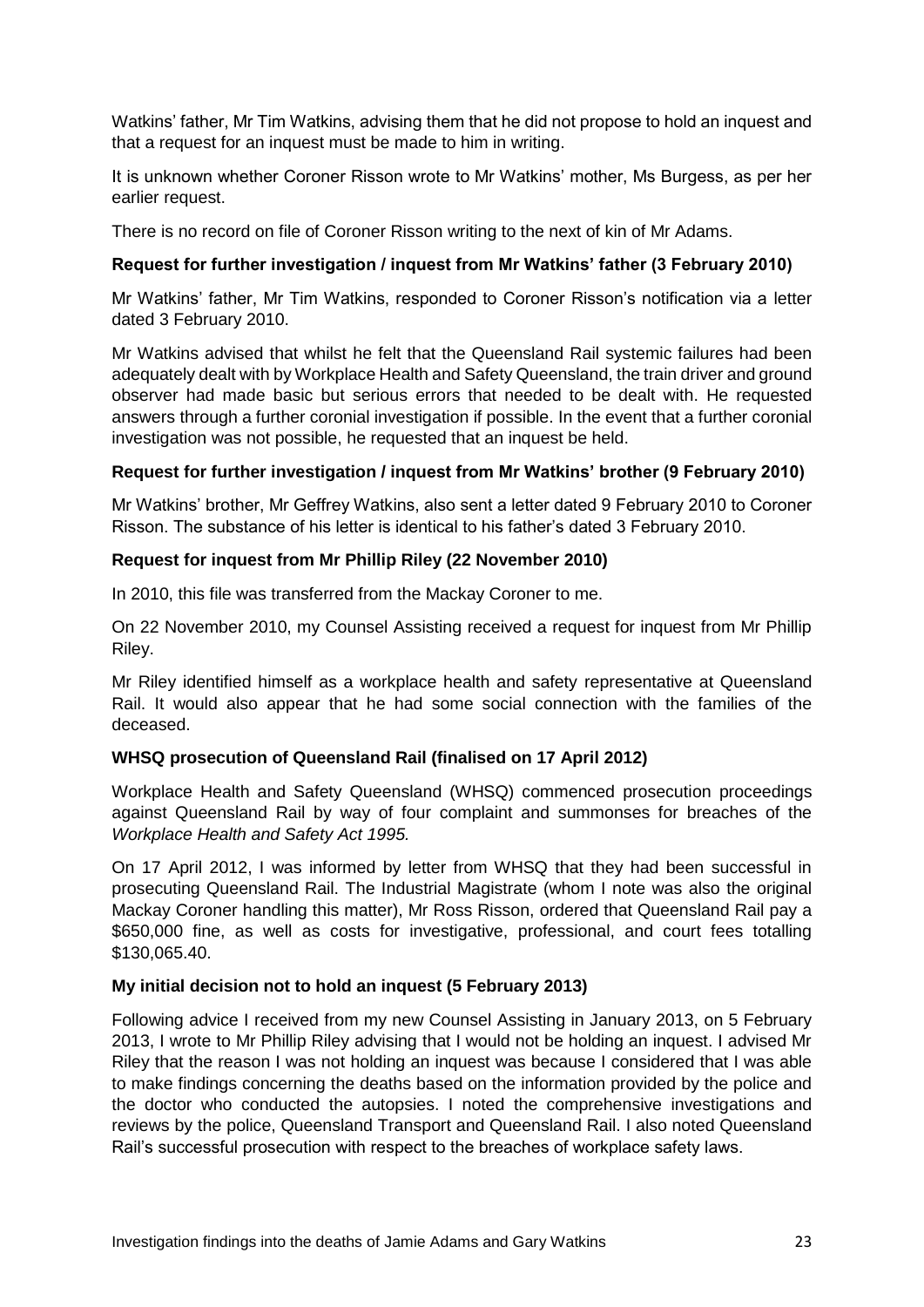Watkins' father, Mr Tim Watkins, advising them that he did not propose to hold an inquest and that a request for an inquest must be made to him in writing.

It is unknown whether Coroner Risson wrote to Mr Watkins' mother, Ms Burgess, as per her earlier request.

There is no record on file of Coroner Risson writing to the next of kin of Mr Adams.

**Request for further investigation / inquest from Mr Watkins' father (3 February 2010)**

Mr Watkins' father, Mr Tim Watkins, responded to Coroner Risson's notification via a letter dated 3 February 2010.

Mr Watkins advised that whilst he felt that the Queensland Rail systemic failures had been adequately dealt with by Workplace Health and Safety Queensland, the train driver and ground observer had made basic but serious errors that needed to be dealt with. He requested answers through a further coronial investigation if possible. In the event that a further coronial investigation was not possible, he requested that an inquest be held.

**Request for further investigation / inquest from Mr Watkins' brother (9 February 2010)**

Mr Watkins' brother, Mr Geffrey Watkins, also sent a letter dated 9 February 2010 to Coroner Risson. The substance of his letter is identical to his father's dated 3 February 2010.

**Request for inquest from Mr Phillip Riley (22 November 2010)**

In 2010, this file was transferred from the Mackay Coroner to me.

On 22 November 2010, my Counsel Assisting received a request for inquest from Mr Phillip Riley.

Mr Riley identified himself as a workplace health and safety representative at Queensland Rail. It would also appear that he had some social connection with the families of the deceased.

**WHSQ prosecution of Queensland Rail (finalised on 17 April 2012)**

Workplace Health and Safety Queensland (WHSQ) commenced prosecution proceedings against Queensland Rail by way of four complaint and summonses for breaches of the *Workplace Health and Safety Act 1995.*

On 17 April 2012, I was informed by letter from WHSQ that they had been successful in prosecuting Queensland Rail. The Industrial Magistrate (whom I note was also the original Mackay Coroner handling this matter), Mr Ross Risson, ordered that Queensland Rail pay a $650,000 fine, as well as costs for investigative, professional, and court fees totalling $130,065.40.

**My initial decision not to hold an inquest (5 February 2013)**

Following advice I received from my new Counsel Assisting in January 2013, on 5 February 2013, I wrote to Mr Phillip Riley advising that I would not be holding an inquest. I advised Mr Riley that the reason I was not holding an inquest was because I considered that I was able to make findings concerning the deaths based on the information provided by the police and the doctor who conducted the autopsies. I noted the comprehensive investigations and reviews by the police, Queensland Transport and Queensland Rail. I also noted Queensland Rail's successful prosecution with respect to the breaches of workplace safety laws.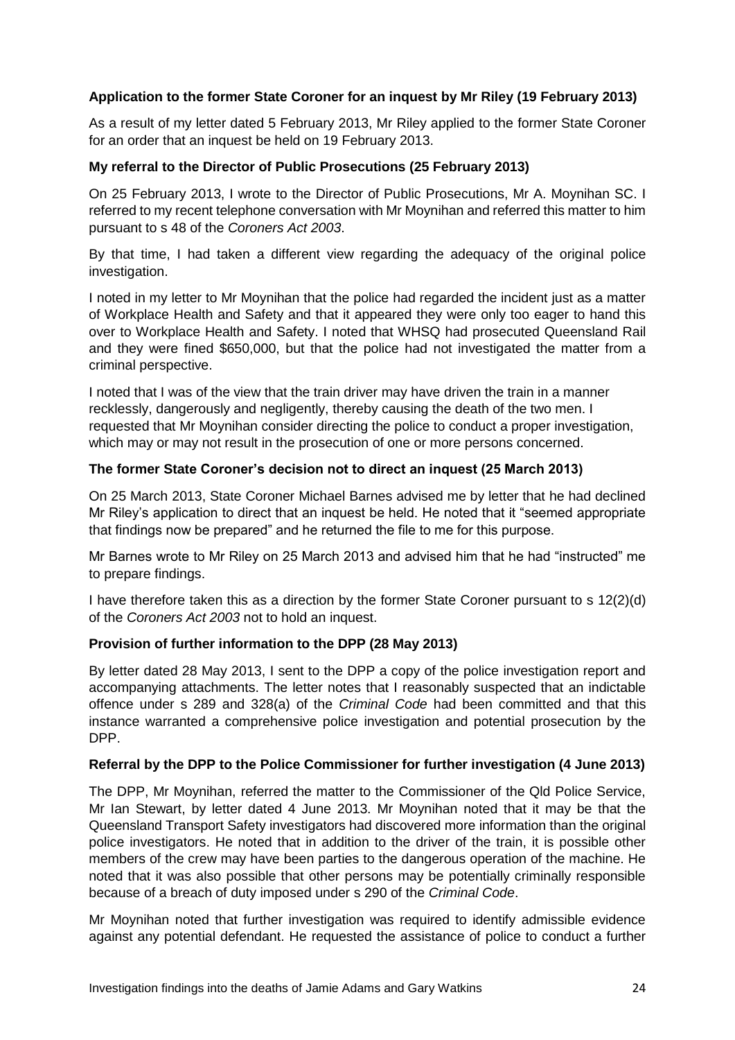**Application to the former State Coroner for an inquest by Mr Riley (19 February 2013)**

As a result of my letter dated 5 February 2013, Mr Riley applied to the former State Coroner for an order that an inquest be held on 19 February 2013.

**My referral to the Director of Public Prosecutions (25 February 2013)**

On 25 February 2013, I wrote to the Director of Public Prosecutions, Mr A. Moynihan SC. I referred to my recent telephone conversation with Mr Moynihan and referred this matter to him pursuant to s 48 of the *Coroners Act 2003*.

By that time, I had taken a different view regarding the adequacy of the original police investigation.

I noted in my letter to Mr Moynihan that the police had regarded the incident just as a matter of Workplace Health and Safety and that it appeared they were only too eager to hand this over to Workplace Health and Safety. I noted that WHSQ had prosecuted Queensland Rail and they were fined $650,000, but that the police had not investigated the matter from a criminal perspective.

I noted that I was of the view that the train driver may have driven the train in a manner recklessly, dangerously and negligently, thereby causing the death of the two men. I requested that Mr Moynihan consider directing the police to conduct a proper investigation, which may or may not result in the prosecution of one or more persons concerned.

**The former State Coroner's decision not to direct an inquest (25 March 2013)**

On 25 March 2013, State Coroner Michael Barnes advised me by letter that he had declined Mr Riley's application to direct that an inquest be held. He noted that it "seemed appropriate that findings now be prepared" and he returned the file to me for this purpose.

Mr Barnes wrote to Mr Riley on 25 March 2013 and advised him that he had "instructed" me to prepare findings.

I have therefore taken this as a direction by the former State Coroner pursuant to s 12(2)(d) of the *Coroners Act 2003* not to hold an inquest.

**Provision of further information to the DPP (28 May 2013)**

By letter dated 28 May 2013, I sent to the DPP a copy of the police investigation report and accompanying attachments. The letter notes that I reasonably suspected that an indictable offence under s 289 and 328(a) of the *Criminal Code* had been committed and that this instance warranted a comprehensive police investigation and potential prosecution by the DPP.

**Referral by the DPP to the Police Commissioner for further investigation (4 June 2013)**

The DPP, Mr Moynihan, referred the matter to the Commissioner of the Qld Police Service, Mr Ian Stewart, by letter dated 4 June 2013. Mr Moynihan noted that it may be that the Queensland Transport Safety investigators had discovered more information than the original police investigators. He noted that in addition to the driver of the train, it is possible other members of the crew may have been parties to the dangerous operation of the machine. He noted that it was also possible that other persons may be potentially criminally responsible because of a breach of duty imposed under s 290 of the *Criminal Code*.

Mr Moynihan noted that further investigation was required to identify admissible evidence against any potential defendant. He requested the assistance of police to conduct a further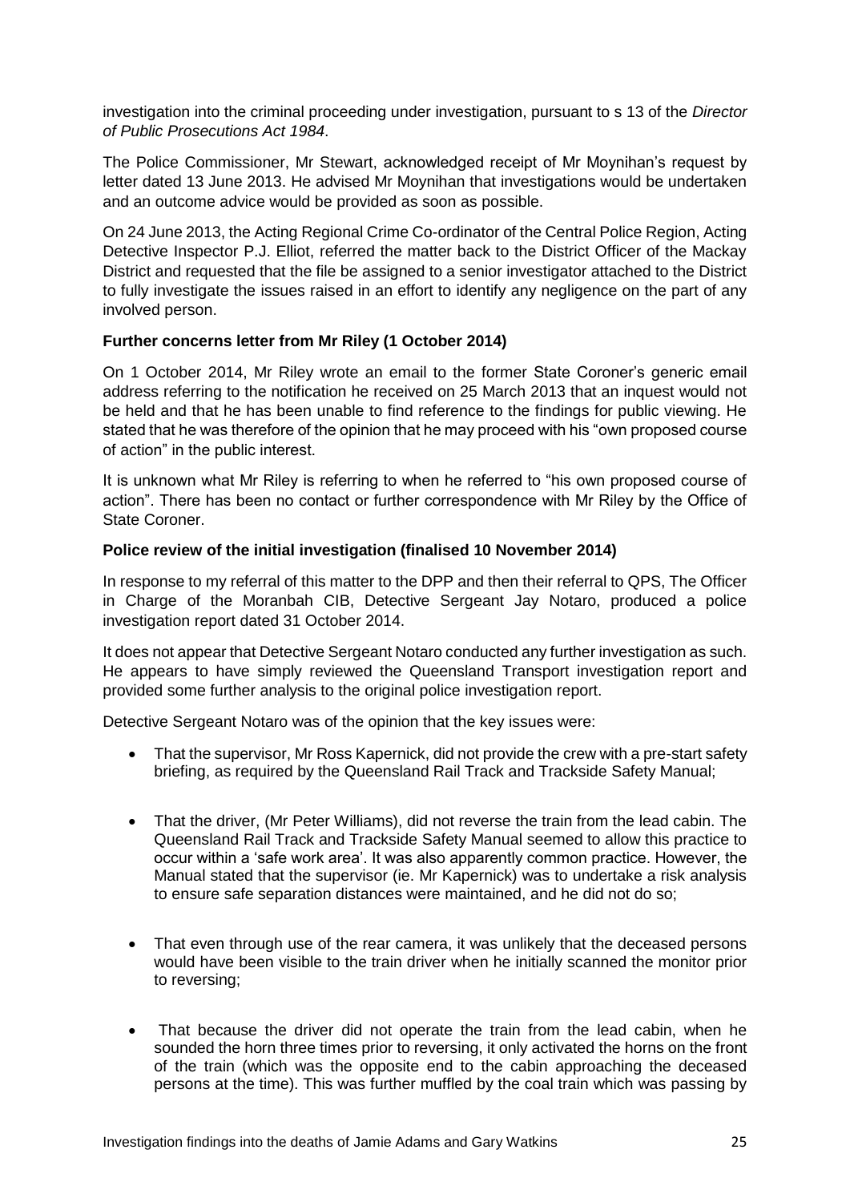investigation into the criminal proceeding under investigation, pursuant to s 13 of the *Director of Public Prosecutions Act 1984*.

The Police Commissioner, Mr Stewart, acknowledged receipt of Mr Moynihan's request by letter dated 13 June 2013. He advised Mr Moynihan that investigations would be undertaken and an outcome advice would be provided as soon as possible.

On 24 June 2013, the Acting Regional Crime Co-ordinator of the Central Police Region, Acting Detective Inspector P.J. Elliot, referred the matter back to the District Officer of the Mackay District and requested that the file be assigned to a senior investigator attached to the District to fully investigate the issues raised in an effort to identify any negligence on the part of any involved person.

**Further concerns letter from Mr Riley (1 October 2014)**

On 1 October 2014, Mr Riley wrote an email to the former State Coroner's generic email address referring to the notification he received on 25 March 2013 that an inquest would not be held and that he has been unable to find reference to the findings for public viewing. He stated that he was therefore of the opinion that he may proceed with his "own proposed course of action" in the public interest.

It is unknown what Mr Riley is referring to when he referred to "his own proposed course of action". There has been no contact or further correspondence with Mr Riley by the Office of State Coroner.

**Police review of the initial investigation (finalised 10 November 2014)**

In response to my referral of this matter to the DPP and then their referral to QPS, The Officer in Charge of the Moranbah CIB, Detective Sergeant Jay Notaro, produced a police investigation report dated 31 October 2014.

It does not appear that Detective Sergeant Notaro conducted any further investigation as such. He appears to have simply reviewed the Queensland Transport investigation report and provided some further analysis to the original police investigation report.

Detective Sergeant Notaro was of the opinion that the key issues were:

- That the supervisor, Mr Ross Kapernick, did not provide the crew with a pre-start safety briefing, as required by the Queensland Rail Track and Trackside Safety Manual;

- That the driver, (Mr Peter Williams), did not reverse the train from the lead cabin. The Queensland Rail Track and Trackside Safety Manual seemed to allow this practice to occur within a 'safe work area'. It was also apparently common practice. However, the Manual stated that the supervisor (ie. Mr Kapernick) was to undertake a risk analysis to ensure safe separation distances were maintained, and he did not do so;

- That even through use of the rear camera, it was unlikely that the deceased persons would have been visible to the train driver when he initially scanned the monitor prior to reversing;

- That because the driver did not operate the train from the lead cabin, when he sounded the horn three times prior to reversing, it only activated the horns on the front of the train (which was the opposite end to the cabin approaching the deceased persons at the time). This was further muffled by the coal train which was passing by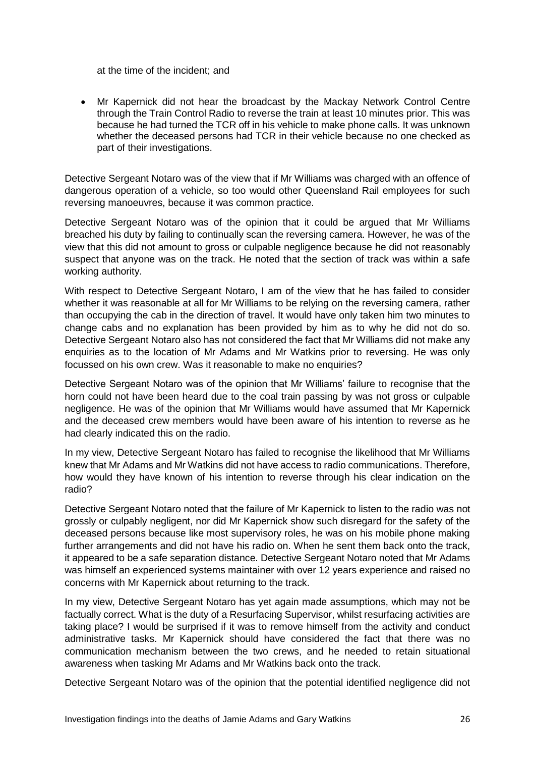at the time of the incident; and

- Mr Kapernick did not hear the broadcast by the Mackay Network Control Centre through the Train Control Radio to reverse the train at least 10 minutes prior. This was because he had turned the TCR off in his vehicle to make phone calls. It was unknown whether the deceased persons had TCR in their vehicle because no one checked as part of their investigations.

Detective Sergeant Notaro was of the view that if Mr Williams was charged with an offence of dangerous operation of a vehicle, so too would other Queensland Rail employees for such reversing manoeuvres, because it was common practice.

Detective Sergeant Notaro was of the opinion that it could be argued that Mr Williams breached his duty by failing to continually scan the reversing camera. However, he was of the view that this did not amount to gross or culpable negligence because he did not reasonably suspect that anyone was on the track. He noted that the section of track was within a safe working authority.

With respect to Detective Sergeant Notaro, I am of the view that he has failed to consider whether it was reasonable at all for Mr Williams to be relying on the reversing camera, rather than occupying the cab in the direction of travel. It would have only taken him two minutes to change cabs and no explanation has been provided by him as to why he did not do so. Detective Sergeant Notaro also has not considered the fact that Mr Williams did not make any enquiries as to the location of Mr Adams and Mr Watkins prior to reversing. He was only focussed on his own crew. Was it reasonable to make no enquiries?

Detective Sergeant Notaro was of the opinion that Mr Williams' failure to recognise that the horn could not have been heard due to the coal train passing by was not gross or culpable negligence. He was of the opinion that Mr Williams would have assumed that Mr Kapernick and the deceased crew members would have been aware of his intention to reverse as he had clearly indicated this on the radio.

In my view, Detective Sergeant Notaro has failed to recognise the likelihood that Mr Williams knew that Mr Adams and Mr Watkins did not have access to radio communications. Therefore, how would they have known of his intention to reverse through his clear indication on the radio?

Detective Sergeant Notaro noted that the failure of Mr Kapernick to listen to the radio was not grossly or culpably negligent, nor did Mr Kapernick show such disregard for the safety of the deceased persons because like most supervisory roles, he was on his mobile phone making further arrangements and did not have his radio on. When he sent them back onto the track, it appeared to be a safe separation distance. Detective Sergeant Notaro noted that Mr Adams was himself an experienced systems maintainer with over 12 years experience and raised no concerns with Mr Kapernick about returning to the track.

In my view, Detective Sergeant Notaro has yet again made assumptions, which may not be factually correct. What is the duty of a Resurfacing Supervisor, whilst resurfacing activities are taking place? I would be surprised if it was to remove himself from the activity and conduct administrative tasks. Mr Kapernick should have considered the fact that there was no communication mechanism between the two crews, and he needed to retain situational awareness when tasking Mr Adams and Mr Watkins back onto the track.

Detective Sergeant Notaro was of the opinion that the potential identified negligence did not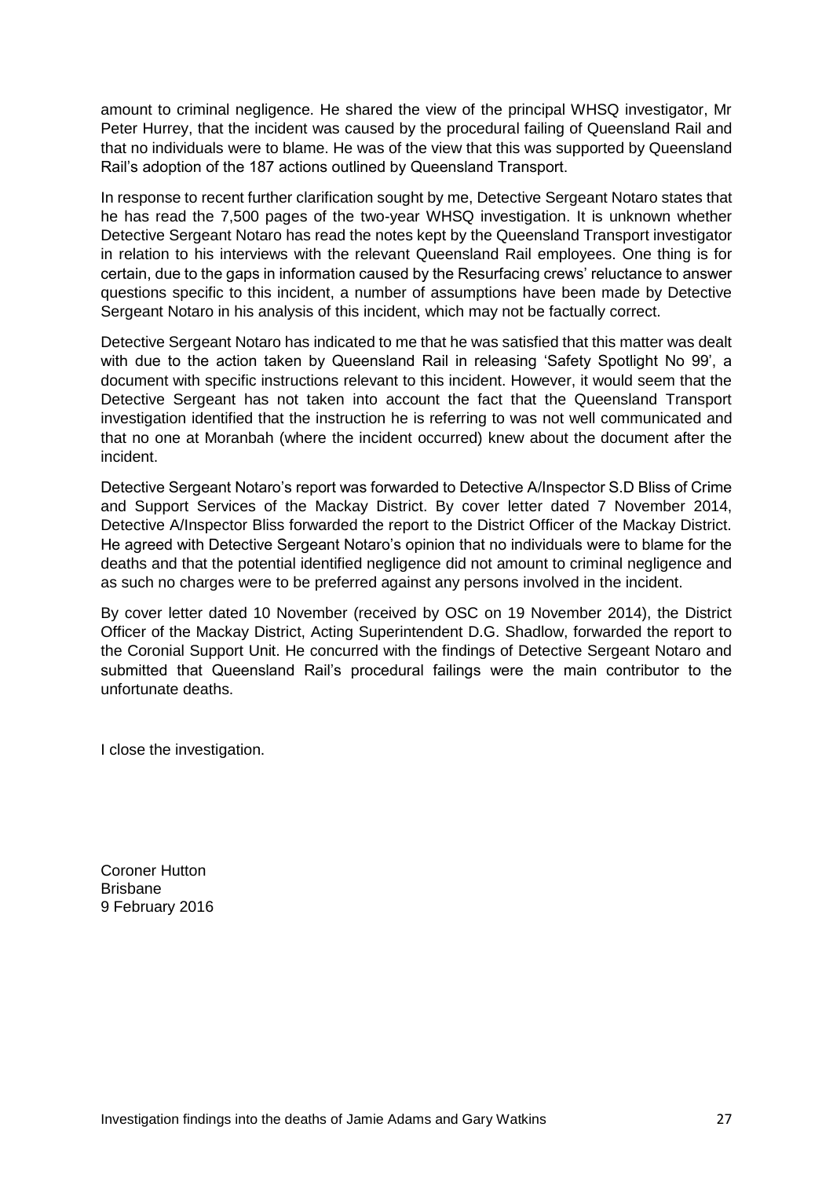amount to criminal negligence. He shared the view of the principal WHSQ investigator, Mr Peter Hurrey, that the incident was caused by the procedural failing of Queensland Rail and that no individuals were to blame. He was of the view that this was supported by Queensland Rail's adoption of the 187 actions outlined by Queensland Transport.

In response to recent further clarification sought by me, Detective Sergeant Notaro states that he has read the 7,500 pages of the two-year WHSQ investigation. It is unknown whether Detective Sergeant Notaro has read the notes kept by the Queensland Transport investigator in relation to his interviews with the relevant Queensland Rail employees. One thing is for certain, due to the gaps in information caused by the Resurfacing crews' reluctance to answer questions specific to this incident, a number of assumptions have been made by Detective Sergeant Notaro in his analysis of this incident, which may not be factually correct.

Detective Sergeant Notaro has indicated to me that he was satisfied that this matter was dealt with due to the action taken by Queensland Rail in releasing 'Safety Spotlight No 99', a document with specific instructions relevant to this incident. However, it would seem that the Detective Sergeant has not taken into account the fact that the Queensland Transport investigation identified that the instruction he is referring to was not well communicated and that no one at Moranbah (where the incident occurred) knew about the document after the incident.

Detective Sergeant Notaro's report was forwarded to Detective A/Inspector S.D Bliss of Crime and Support Services of the Mackay District. By cover letter dated 7 November 2014, Detective A/Inspector Bliss forwarded the report to the District Officer of the Mackay District. He agreed with Detective Sergeant Notaro's opinion that no individuals were to blame for the deaths and that the potential identified negligence did not amount to criminal negligence and as such no charges were to be preferred against any persons involved in the incident.

By cover letter dated 10 November (received by OSC on 19 November 2014), the District Officer of the Mackay District, Acting Superintendent D.G. Shadlow, forwarded the report to the Coronial Support Unit. He concurred with the findings of Detective Sergeant Notaro and submitted that Queensland Rail's procedural failings were the main contributor to the unfortunate deaths.

I close the investigation.

Coroner Hutton
Brisbane
9 February 2016